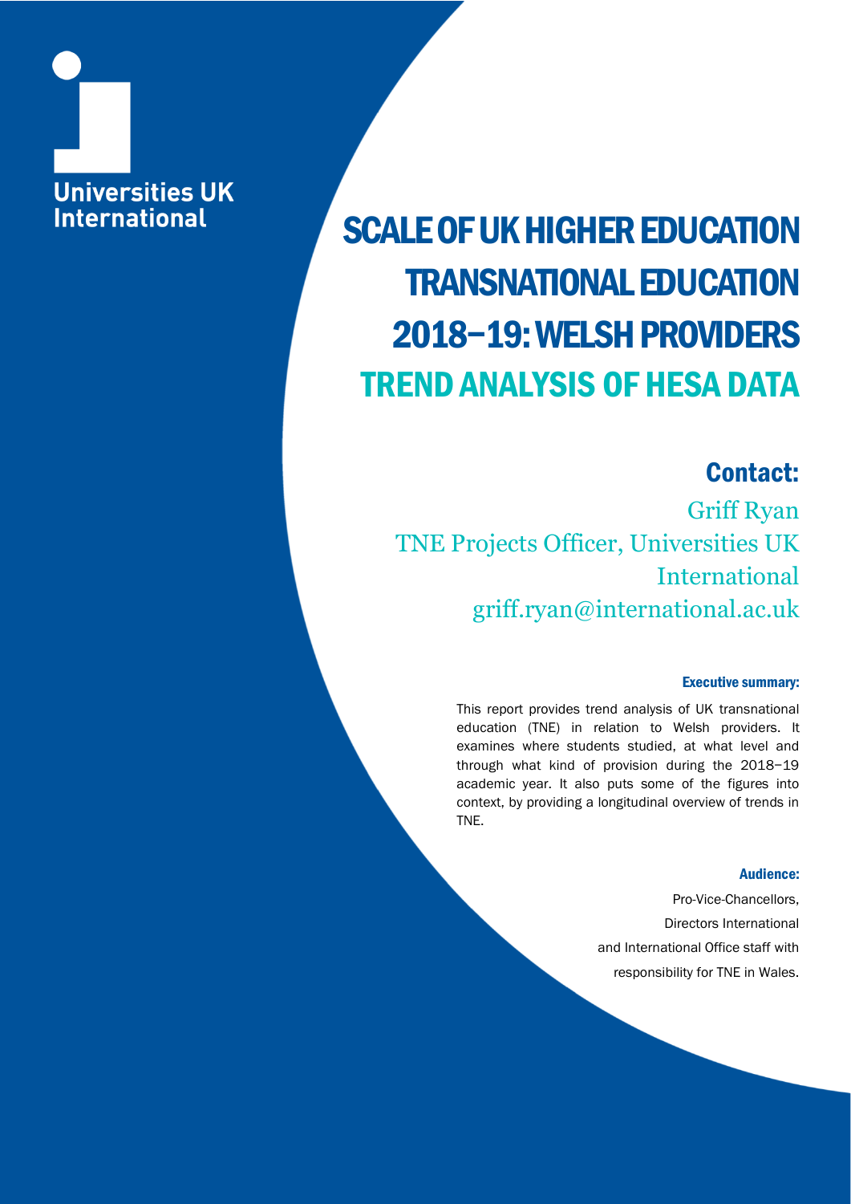Universities UK International

# SCALE OF UK HIGHER EDUCATION TRANSNATIONAL EDUCATION 2018–19: WELSH PROVIDERS

## TREND ANALYSIS OF HESA DATA

## Contact:

Griff Ryan
TNE Projects Officer, Universities UK International
griff.ryan@international.ac.uk

### Executive summary:

This report provides trend analysis of UK transnational education (TNE) in relation to Welsh providers. It examines where students studied, at what level and through what kind of provision during the 2018–19 academic year. It also puts some of the figures into context, by providing a longitudinal overview of trends in TNE.

### Audience:

Pro-Vice-Chancellors,
Directors International
and International Office staff with responsibility for TNE in Wales.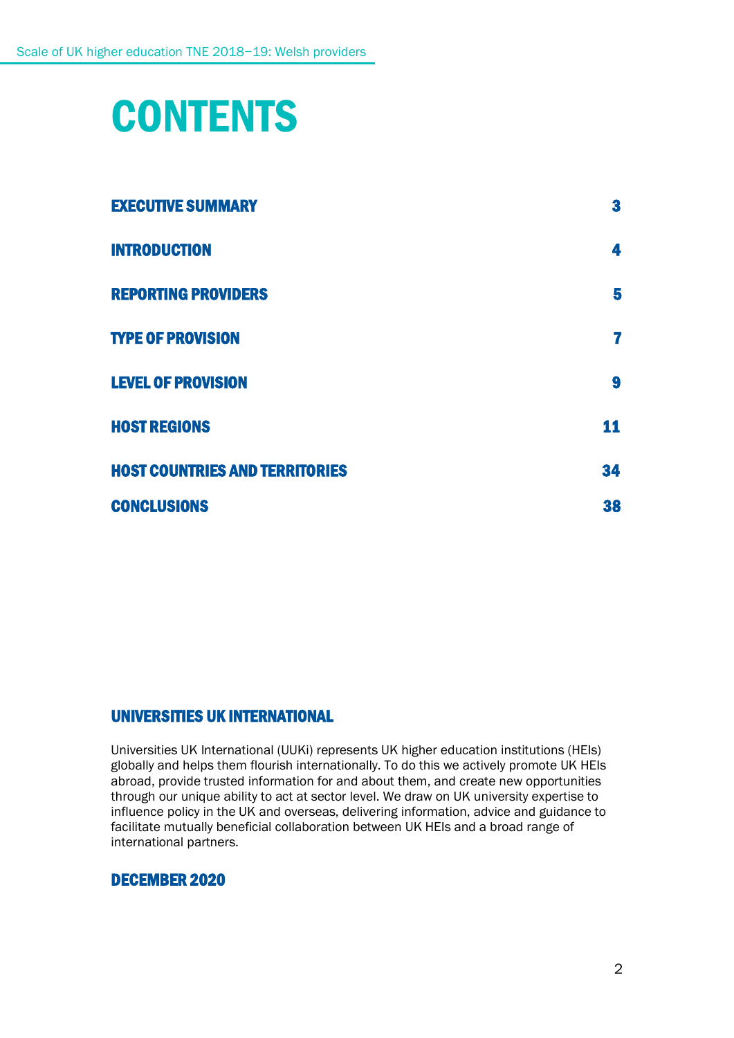# CONTENTS

| | |
|---|---|
| EXECUTIVE SUMMARY | 3 |
| INTRODUCTION | 4 |
| REPORTING PROVIDERS | 5 |
| TYPE OF PROVISION | 7 |
| LEVEL OF PROVISION | 9 |
| HOST REGIONS | 11 |
| HOST COUNTRIES AND TERRITORIES | 34 |
| CONCLUSIONS | 38 |

## UNIVERSITIES UK INTERNATIONAL

Universities UK International (UUKi) represents UK higher education institutions (HEIs) globally and helps them flourish internationally. To do this we actively promote UK HEIs abroad, provide trusted information for and about them, and create new opportunities through our unique ability to act at sector level. We draw on UK university expertise to influence policy in the UK and overseas, delivering information, advice and guidance to facilitate mutually beneficial collaboration between UK HEIs and a broad range of international partners.

## DECEMBER 2020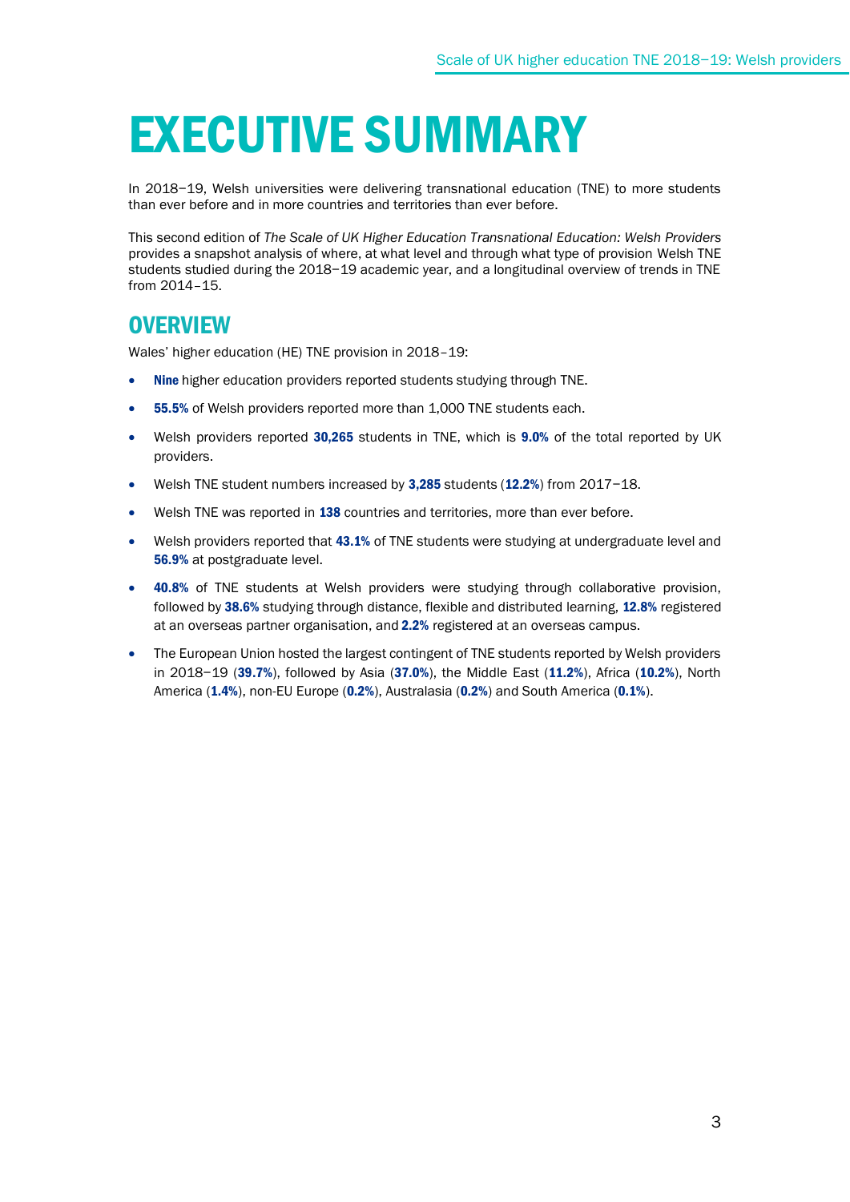# EXECUTIVE SUMMARY

In 2018–19, Welsh universities were delivering transnational education (TNE) to more students than ever before and in more countries and territories than ever before.

This second edition of *The Scale of UK Higher Education Transnational Education: Welsh Providers* provides a snapshot analysis of where, at what level and through what type of provision Welsh TNE students studied during the 2018–19 academic year, and a longitudinal overview of trends in TNE from 2014–15.

## OVERVIEW

Wales' higher education (HE) TNE provision in 2018–19:

- **Nine** higher education providers reported students studying through TNE.
- **55.5%** of Welsh providers reported more than 1,000 TNE students each.
- Welsh providers reported **30,265** students in TNE, which is **9.0%** of the total reported by UK providers.
- Welsh TNE student numbers increased by **3,285** students (**12.2%**) from 2017–18.
- Welsh TNE was reported in **138** countries and territories, more than ever before.
- Welsh providers reported that **43.1%** of TNE students were studying at undergraduate level and **56.9%** at postgraduate level.
- **40.8%** of TNE students at Welsh providers were studying through collaborative provision, followed by **38.6%** studying through distance, flexible and distributed learning, **12.8%** registered at an overseas partner organisation, and **2.2%** registered at an overseas campus.
- The European Union hosted the largest contingent of TNE students reported by Welsh providers in 2018–19 (**39.7%**), followed by Asia (**37.0%**), the Middle East (**11.2%**), Africa (**10.2%**), North America (**1.4%**), non-EU Europe (**0.2%**), Australasia (**0.2%**) and South America (**0.1%**).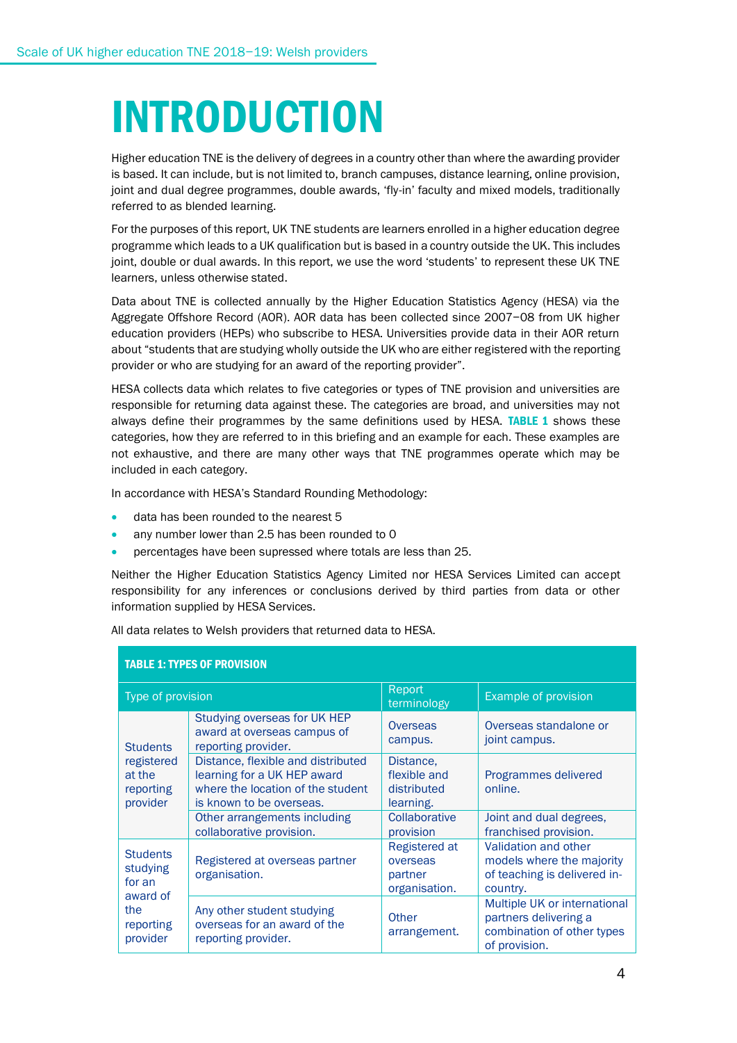# INTRODUCTION

Higher education TNE is the delivery of degrees in a country other than where the awarding provider is based. It can include, but is not limited to, branch campuses, distance learning, online provision, joint and dual degree programmes, double awards, 'fly-in' faculty and mixed models, traditionally referred to as blended learning.

For the purposes of this report, UK TNE students are learners enrolled in a higher education degree programme which leads to a UK qualification but is based in a country outside the UK. This includes joint, double or dual awards. In this report, we use the word 'students' to represent these UK TNE learners, unless otherwise stated.

Data about TNE is collected annually by the Higher Education Statistics Agency (HESA) via the Aggregate Offshore Record (AOR). AOR data has been collected since 2007–08 from UK higher education providers (HEPs) who subscribe to HESA. Universities provide data in their AOR return about "students that are studying wholly outside the UK who are either registered with the reporting provider or who are studying for an award of the reporting provider".

HESA collects data which relates to five categories or types of TNE provision and universities are responsible for returning data against these. The categories are broad, and universities may not always define their programmes by the same definitions used by HESA. **TABLE 1** shows these categories, how they are referred to in this briefing and an example for each. These examples are not exhaustive, and there are many other ways that TNE programmes operate which may be included in each category.

In accordance with HESA's Standard Rounding Methodology:

- data has been rounded to the nearest 5
- any number lower than 2.5 has been rounded to 0
- percentages have been supressed where totals are less than 25.

Neither the Higher Education Statistics Agency Limited nor HESA Services Limited can accept responsibility for any inferences or conclusions derived by third parties from data or other information supplied by HESA Services.

All data relates to Welsh providers that returned data to HESA.

**TABLE 1: TYPES OF PROVISION**

| Type of provision | | Report terminology | Example of provision |
|---|---|---|---|
| Students registered at the reporting provider | Studying overseas for UK HEP award at overseas campus of reporting provider. | Overseas campus. | Overseas standalone or joint campus. |
| | Distance, flexible and distributed learning for a UK HEP award where the location of the student is known to be overseas. | Distance, flexible and distributed learning. | Programmes delivered online. |
| | Other arrangements including collaborative provision. | Collaborative provision | Joint and dual degrees, franchised provision. |
| Students studying for an award of the reporting provider | Registered at overseas partner organisation. | Registered at overseas partner organisation. | Validation and other models where the majority of teaching is delivered in-country. |
| | Any other student studying overseas for an award of the reporting provider. | Other arrangement. | Multiple UK or international partners delivering a combination of other types of provision. |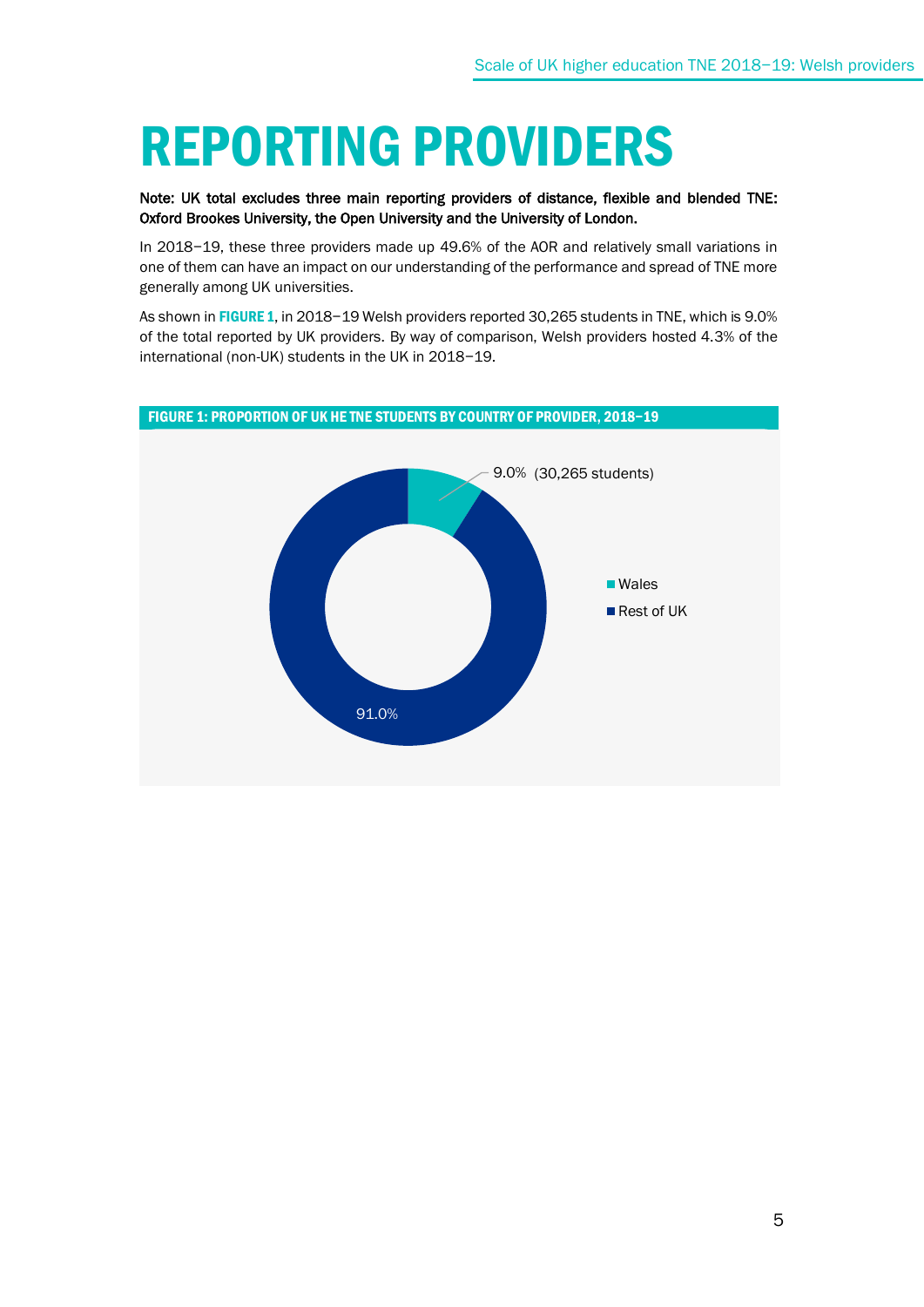# REPORTING PROVIDERS

**Note: UK total excludes three main reporting providers of distance, flexible and blended TNE: Oxford Brookes University, the Open University and the University of London.**

In 2018–19, these three providers made up 49.6% of the AOR and relatively small variations in one of them can have an impact on our understanding of the performance and spread of TNE more generally among UK universities.

As shown in **FIGURE 1**, in 2018–19 Welsh providers reported 30,265 students in TNE, which is 9.0% of the total reported by UK providers. By way of comparison, Welsh providers hosted 4.3% of the international (non-UK) students in the UK in 2018–19.

**FIGURE 1: PROPORTION OF UK HE TNE STUDENTS BY COUNTRY OF PROVIDER, 2018–19**

| Country of provider | Proportion |
|---|---|
| Wales | 9.0% (30,265 students) |
| Rest of UK | 91.0% |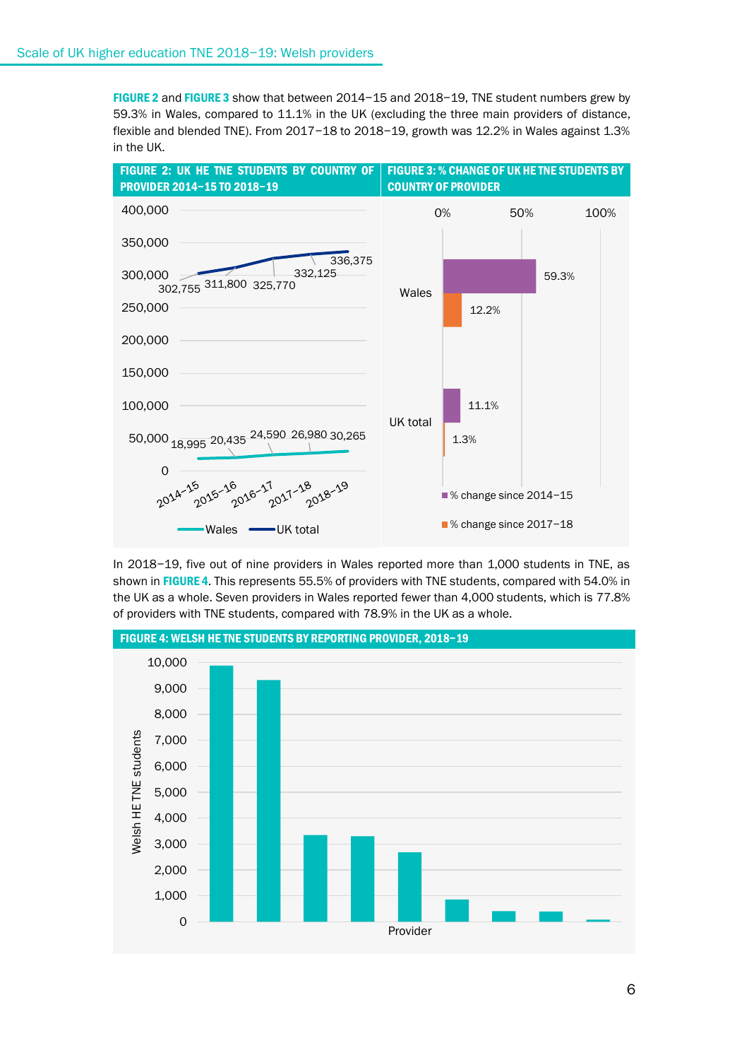**FIGURE 2** and **FIGURE 3** show that between 2014–15 and 2018–19, TNE student numbers grew by 59.3% in Wales, compared to 11.1% in the UK (excluding the three main providers of distance, flexible and blended TNE). From 2017–18 to 2018–19, growth was 12.2% in Wales against 1.3% in the UK.

**FIGURE 2: UK HE TNE STUDENTS BY COUNTRY OF PROVIDER 2014–15 TO 2018–19**

| | 2014–15 | 2015–16 | 2016–17 | 2017–18 | 2018–19 |
|---|---|---|---|---|---|
| Wales | 18,995 | 20,435 | 24,590 | 26,980 | 30,265 |
| UK total | 302,755 | 311,800 | 325,770 | 332,125 | 336,375 |

**FIGURE 3: % CHANGE OF UK HE TNE STUDENTS BY COUNTRY OF PROVIDER**

| | % change since 2014–15 | % change since 2017–18 |
|---|---|---|
| Wales | 59.3% | 12.2% |
| UK total | 11.1% | 1.3% |

In 2018–19, five out of nine providers in Wales reported more than 1,000 students in TNE, as shown in **FIGURE 4**. This represents 55.5% of providers with TNE students, compared with 54.0% in the UK as a whole. Seven providers in Wales reported fewer than 4,000 students, which is 77.8% of providers with TNE students, compared with 78.9% in the UK as a whole.

**FIGURE 4: WELSH HE TNE STUDENTS BY REPORTING PROVIDER, 2018–19**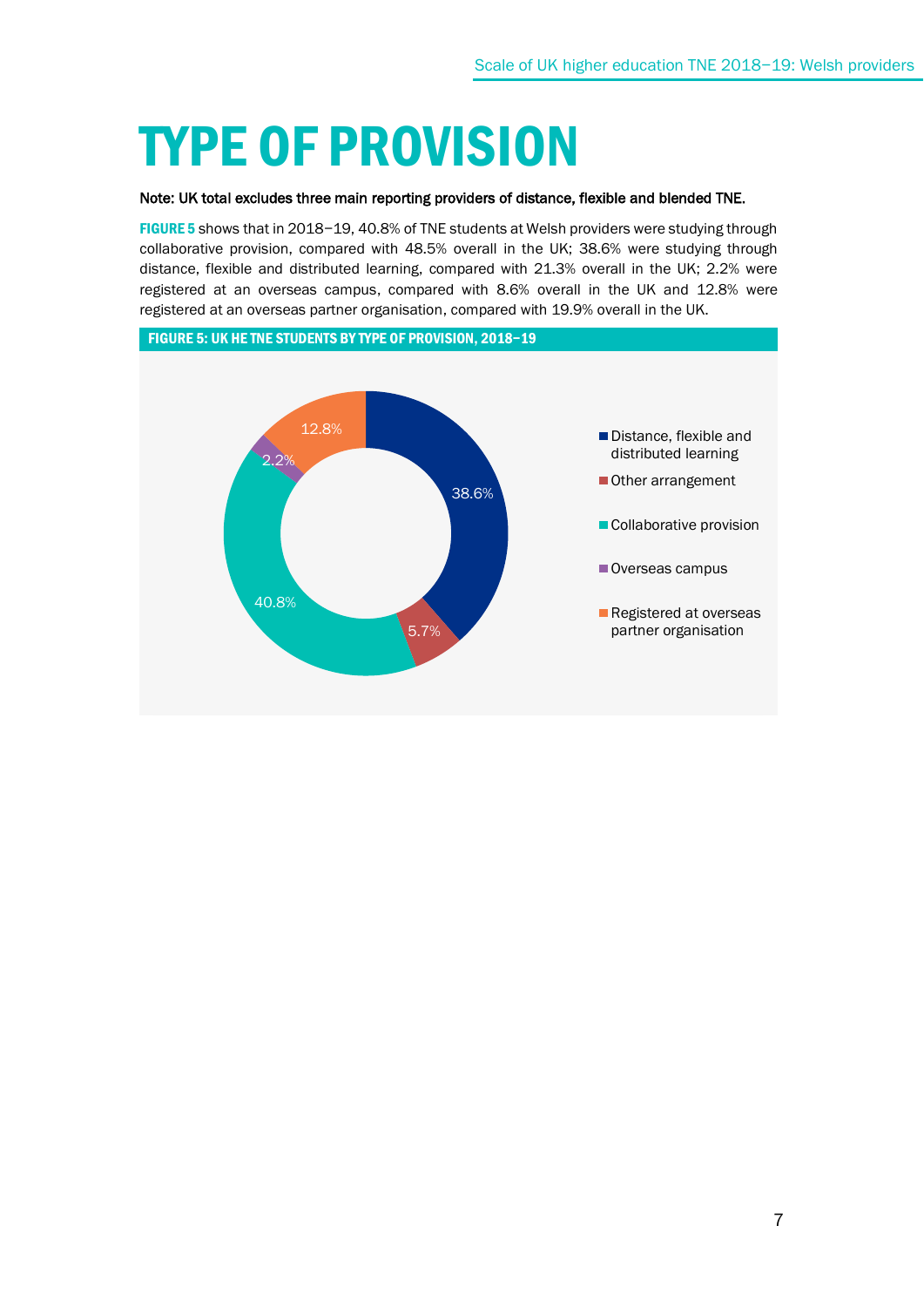# TYPE OF PROVISION

**Note: UK total excludes three main reporting providers of distance, flexible and blended TNE.**

**FIGURE 5** shows that in 2018–19, 40.8% of TNE students at Welsh providers were studying through collaborative provision, compared with 48.5% overall in the UK; 38.6% were studying through distance, flexible and distributed learning, compared with 21.3% overall in the UK; 2.2% were registered at an overseas campus, compared with 8.6% overall in the UK and 12.8% were registered at an overseas partner organisation, compared with 19.9% overall in the UK.

**FIGURE 5: UK HE TNE STUDENTS BY TYPE OF PROVISION, 2018–19**

| Type of provision | % |
| --- | --- |
| Distance, flexible and distributed learning | 38.6% |
| Other arrangement | 5.7% |
| Collaborative provision | 40.8% |
| Overseas campus | 2.2% |
| Registered at overseas partner organisation | 12.8% |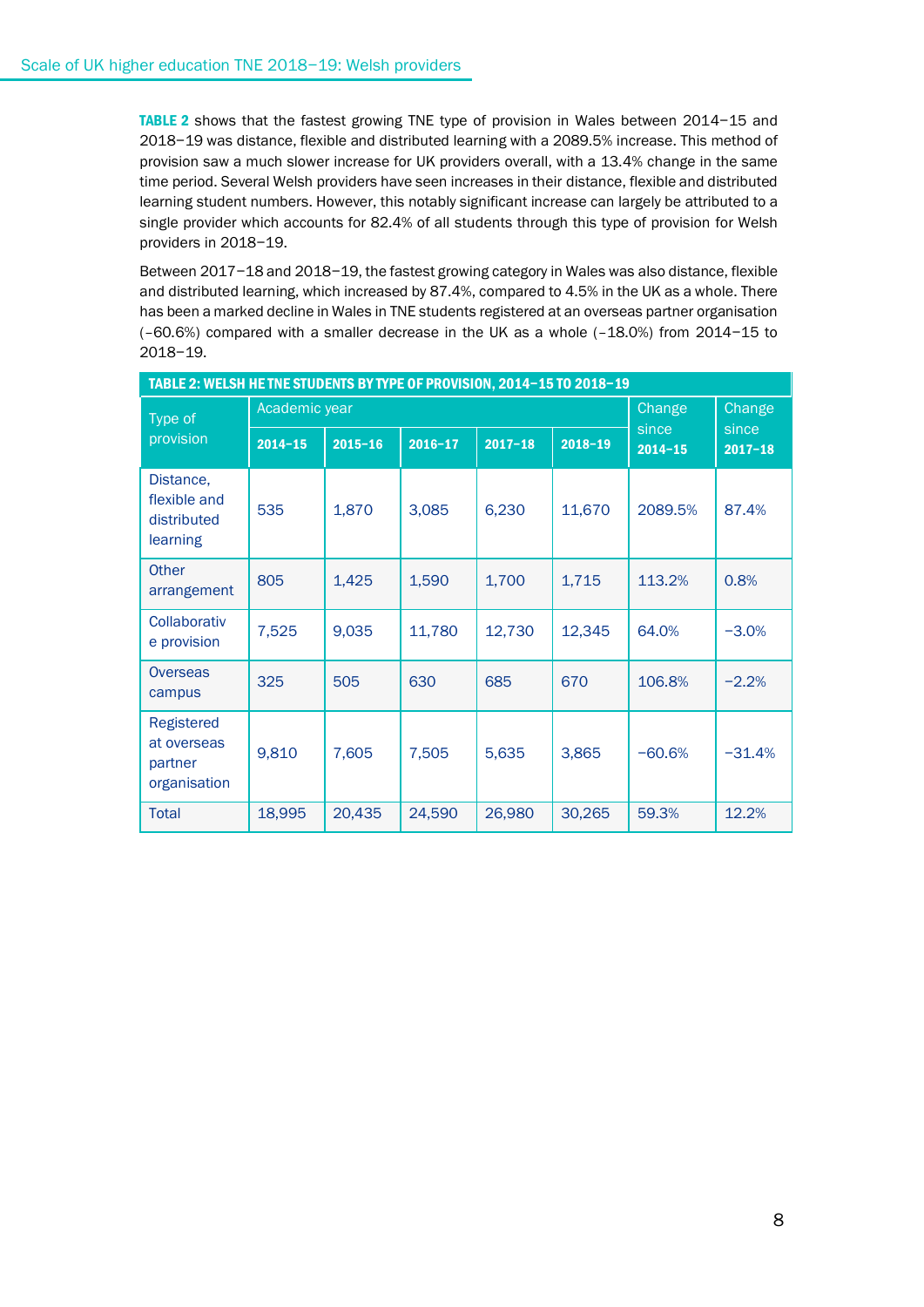**TABLE 2** shows that the fastest growing TNE type of provision in Wales between 2014–15 and 2018–19 was distance, flexible and distributed learning with a 2089.5% increase. This method of provision saw a much slower increase for UK providers overall, with a 13.4% change in the same time period. Several Welsh providers have seen increases in their distance, flexible and distributed learning student numbers. However, this notably significant increase can largely be attributed to a single provider which accounts for 82.4% of all students through this type of provision for Welsh providers in 2018–19.

Between 2017–18 and 2018–19, the fastest growing category in Wales was also distance, flexible and distributed learning, which increased by 87.4%, compared to 4.5% in the UK as a whole. There has been a marked decline in Wales in TNE students registered at an overseas partner organisation (–60.6%) compared with a smaller decrease in the UK as a whole (–18.0%) from 2014–15 to 2018–19.

**TABLE 2: WELSH HE TNE STUDENTS BY TYPE OF PROVISION, 2014–15 TO 2018–19**

| Type of provision | Academic year | | | | | Change since | Change since |
|---|---|---|---|---|---|---|---|
| | 2014–15 | 2015–16 | 2016–17 | 2017–18 | 2018–19 | 2014–15 | 2017–18 |
| Distance, flexible and distributed learning | 535 | 1,870 | 3,085 | 6,230 | 11,670 | 2089.5% | 87.4% |
| Other arrangement | 805 | 1,425 | 1,590 | 1,700 | 1,715 | 113.2% | 0.8% |
| Collaborative provision | 7,525 | 9,035 | 11,780 | 12,730 | 12,345 | 64.0% | −3.0% |
| Overseas campus | 325 | 505 | 630 | 685 | 670 | 106.8% | −2.2% |
| Registered at overseas partner organisation | 9,810 | 7,605 | 7,505 | 5,635 | 3,865 | −60.6% | −31.4% |
| Total | 18,995 | 20,435 | 24,590 | 26,980 | 30,265 | 59.3% | 12.2% |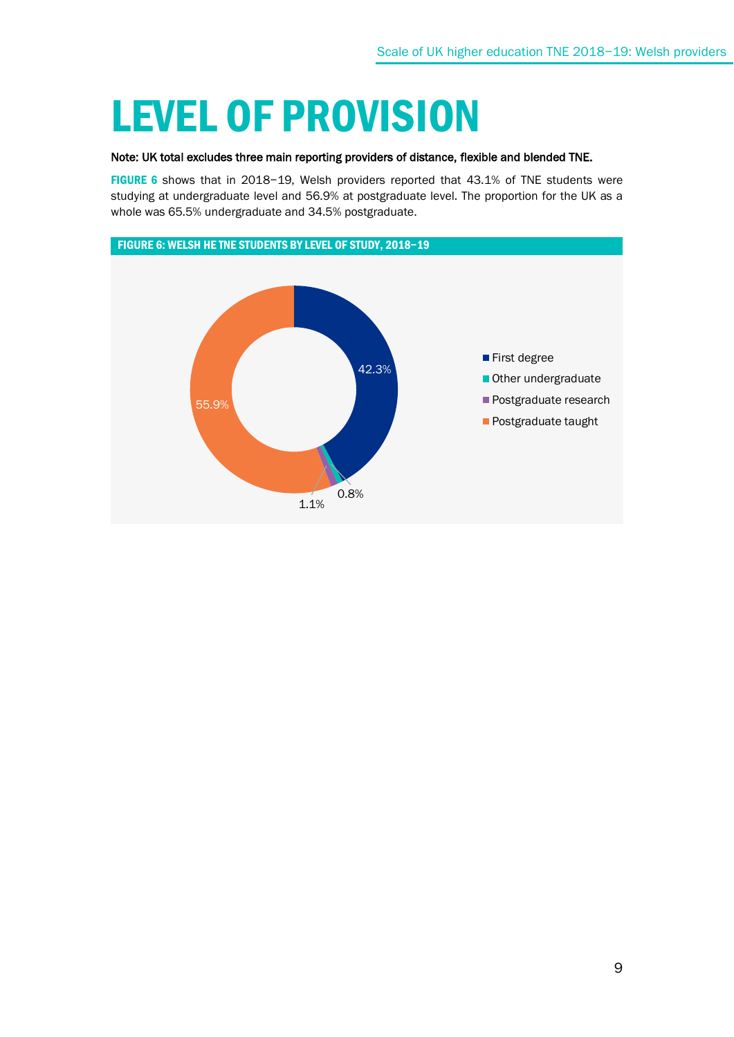# LEVEL OF PROVISION

**Note: UK total excludes three main reporting providers of distance, flexible and blended TNE.**

**FIGURE 6** shows that in 2018–19, Welsh providers reported that 43.1% of TNE students were studying at undergraduate level and 56.9% at postgraduate level. The proportion for the UK as a whole was 65.5% undergraduate and 34.5% postgraduate.

**FIGURE 6: WELSH HE TNE STUDENTS BY LEVEL OF STUDY, 2018–19**

| Level of study | Percentage |
| --- | --- |
| First degree | 42.3% |
| Other undergraduate | 0.8% |
| Postgraduate research | 1.1% |
| Postgraduate taught | 55.9% |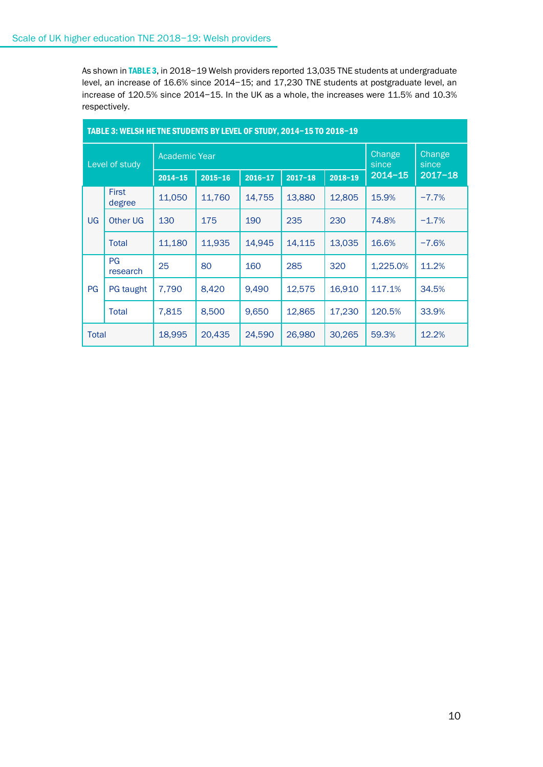As shown in **TABLE 3**, in 2018–19 Welsh providers reported 13,035 TNE students at undergraduate level, an increase of 16.6% since 2014–15; and 17,230 TNE students at postgraduate level, an increase of 120.5% since 2014–15. In the UK as a whole, the increases were 11.5% and 10.3% respectively.

**TABLE 3: WELSH HE TNE STUDENTS BY LEVEL OF STUDY, 2014–15 TO 2018–19**

| Level of study | | Academic Year | | | | | Change since 2014–15 | Change since 2017–18 |
|---|---|---|---|---|---|---|---|---|
| | | 2014–15 | 2015–16 | 2016–17 | 2017–18 | 2018–19 | | |
| UG | First degree | 11,050 | 11,760 | 14,755 | 13,880 | 12,805 | 15.9% | −7.7% |
| | Other UG | 130 | 175 | 190 | 235 | 230 | 74.8% | −1.7% |
| | Total | 11,180 | 11,935 | 14,945 | 14,115 | 13,035 | 16.6% | −7.6% |
| PG | PG research | 25 | 80 | 160 | 285 | 320 | 1,225.0% | 11.2% |
| | PG taught | 7,790 | 8,420 | 9,490 | 12,575 | 16,910 | 117.1% | 34.5% |
| | Total | 7,815 | 8,500 | 9,650 | 12,865 | 17,230 | 120.5% | 33.9% |
| Total | | 18,995 | 20,435 | 24,590 | 26,980 | 30,265 | 59.3% | 12.2% |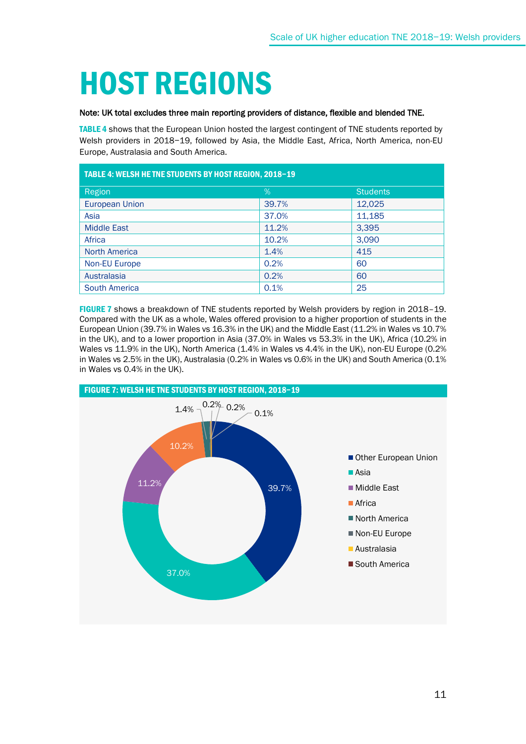# HOST REGIONS

**Note: UK total excludes three main reporting providers of distance, flexible and blended TNE.**

**TABLE 4** shows that the European Union hosted the largest contingent of TNE students reported by Welsh providers in 2018–19, followed by Asia, the Middle East, Africa, North America, non-EU Europe, Australasia and South America.

**TABLE 4: WELSH HE TNE STUDENTS BY HOST REGION, 2018–19**

| Region | % | Students |
|---|---|---|
| European Union | 39.7% | 12,025 |
| Asia | 37.0% | 11,185 |
| Middle East | 11.2% | 3,395 |
| Africa | 10.2% | 3,090 |
| North America | 1.4% | 415 |
| Non-EU Europe | 0.2% | 60 |
| Australasia | 0.2% | 60 |
| South America | 0.1% | 25 |

**FIGURE 7** shows a breakdown of TNE students reported by Welsh providers by region in 2018–19. Compared with the UK as a whole, Wales offered provision to a higher proportion of students in the European Union (39.7% in Wales vs 16.3% in the UK) and the Middle East (11.2% in Wales vs 10.7% in the UK), and to a lower proportion in Asia (37.0% in Wales vs 53.3% in the UK), Africa (10.2% in Wales vs 11.9% in the UK), North America (1.4% in Wales vs 4.4% in the UK), non-EU Europe (0.2% in Wales vs 2.5% in the UK), Australasia (0.2% in Wales vs 0.6% in the UK) and South America (0.1% in Wales vs 0.4% in the UK).

**FIGURE 7: WELSH HE TNE STUDENTS BY HOST REGION, 2018–19**

| Region | % |
|---|---|
| Other European Union | 39.7% |
| Asia | 37.0% |
| Middle East | 11.2% |
| Africa | 10.2% |
| North America | 1.4% |
| Non-EU Europe | 0.2% |
| Australasia | 0.2% |
| South America | 0.1% |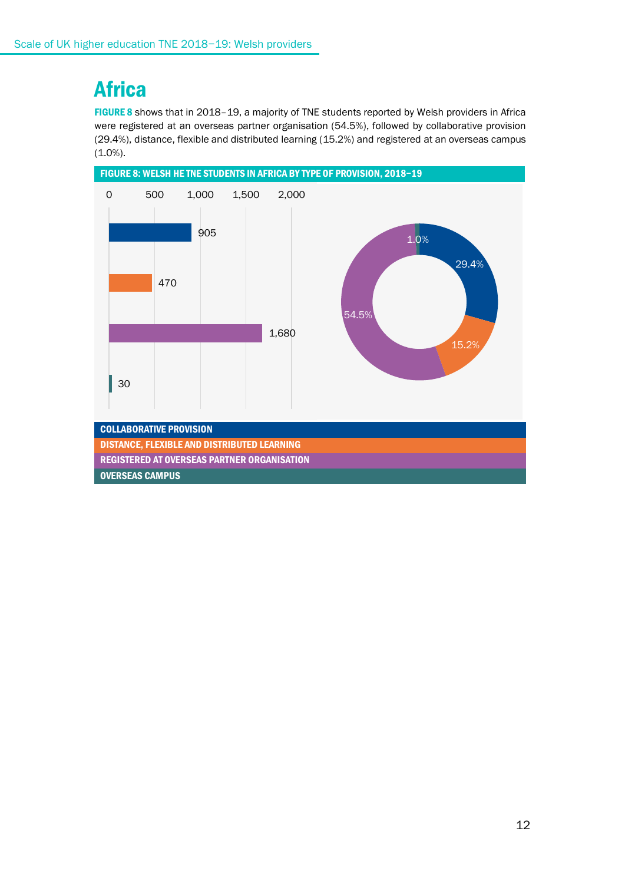# Africa

**FIGURE 8** shows that in 2018–19, a majority of TNE students reported by Welsh providers in Africa were registered at an overseas partner organisation (54.5%), followed by collaborative provision (29.4%), distance, flexible and distributed learning (15.2%) and registered at an overseas campus (1.0%).

**FIGURE 8: WELSH HE TNE STUDENTS IN AFRICA BY TYPE OF PROVISION, 2018–19**

| Type of provision | Students | Share |
|---|---|---|
| COLLABORATIVE PROVISION | 905 | 29.4% |
| DISTANCE, FLEXIBLE AND DISTRIBUTED LEARNING | 470 | 15.2% |
| REGISTERED AT OVERSEAS PARTNER ORGANISATION | 1,680 | 54.5% |
| OVERSEAS CAMPUS | 30 | 1.0% |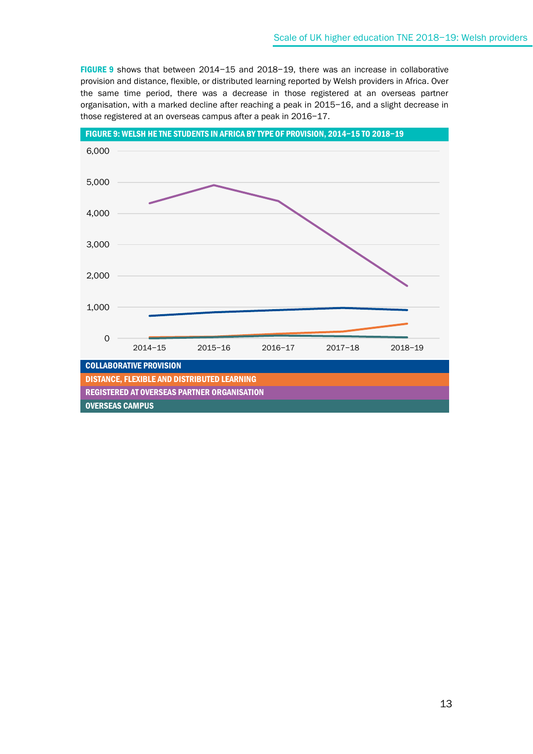**FIGURE 9** shows that between 2014–15 and 2018–19, there was an increase in collaborative provision and distance, flexible, or distributed learning reported by Welsh providers in Africa. Over the same time period, there was a decrease in those registered at an overseas partner organisation, with a marked decline after reaching a peak in 2015–16, and a slight decrease in those registered at an overseas campus after a peak in 2016–17.

**FIGURE 9: WELSH HE TNE STUDENTS IN AFRICA BY TYPE OF PROVISION, 2014–15 TO 2018–19**

- COLLABORATIVE PROVISION
- DISTANCE, FLEXIBLE AND DISTRIBUTED LEARNING
- REGISTERED AT OVERSEAS PARTNER ORGANISATION
- OVERSEAS CAMPUS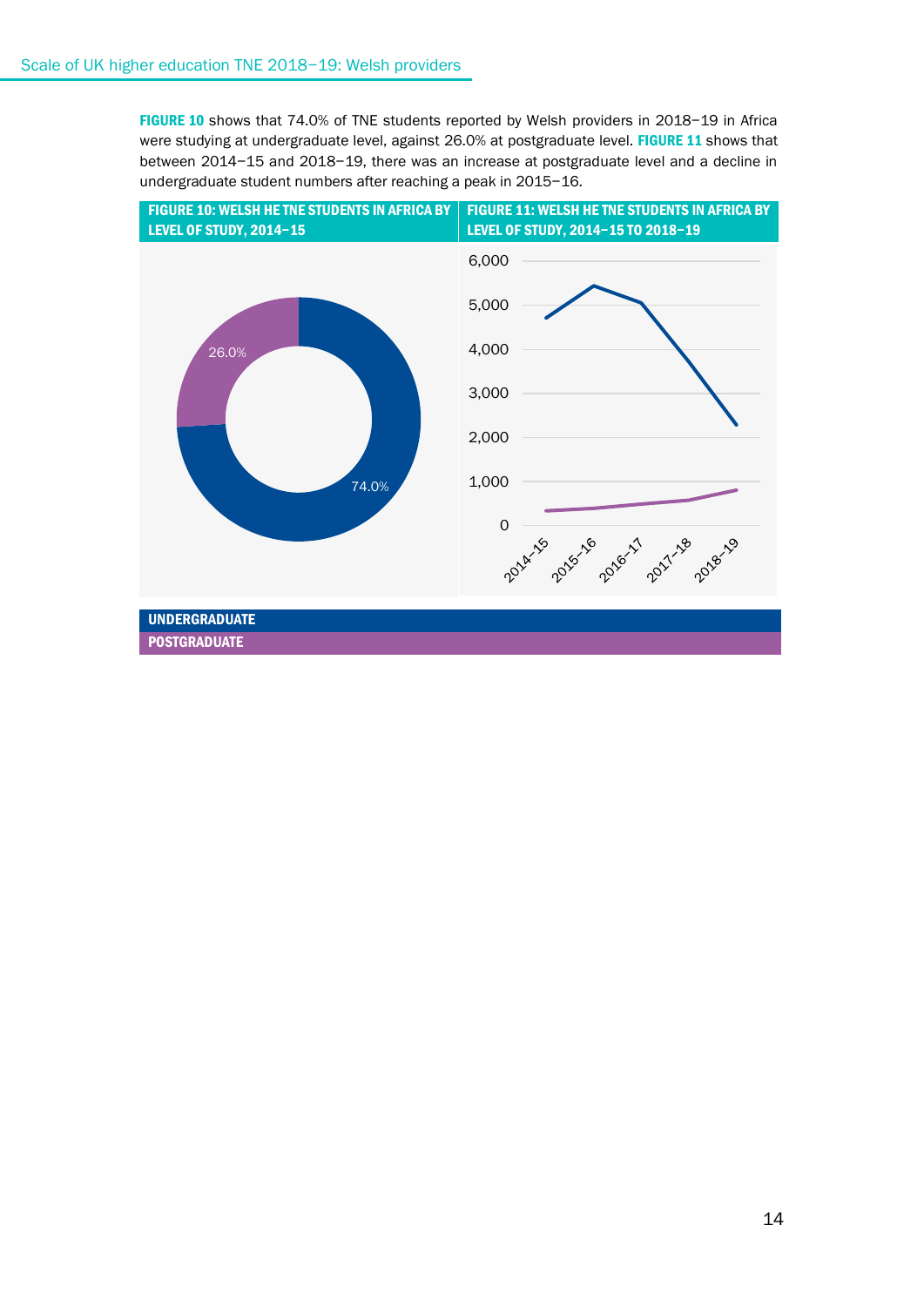**FIGURE 10** shows that 74.0% of TNE students reported by Welsh providers in 2018–19 in Africa were studying at undergraduate level, against 26.0% at postgraduate level. **FIGURE 11** shows that between 2014–15 and 2018–19, there was an increase at postgraduate level and a decline in undergraduate student numbers after reaching a peak in 2015–16.

**FIGURE 10: WELSH HE TNE STUDENTS IN AFRICA BY LEVEL OF STUDY, 2014–15**

26.0%

74.0%

**FIGURE 11: WELSH HE TNE STUDENTS IN AFRICA BY LEVEL OF STUDY, 2014–15 TO 2018–19**

6,000
5,000
4,000
3,000
2,000
1,000
0

2014–15 2015–16 2016–17 2017–18 2018–19

**UNDERGRADUATE**

**POSTGRADUATE**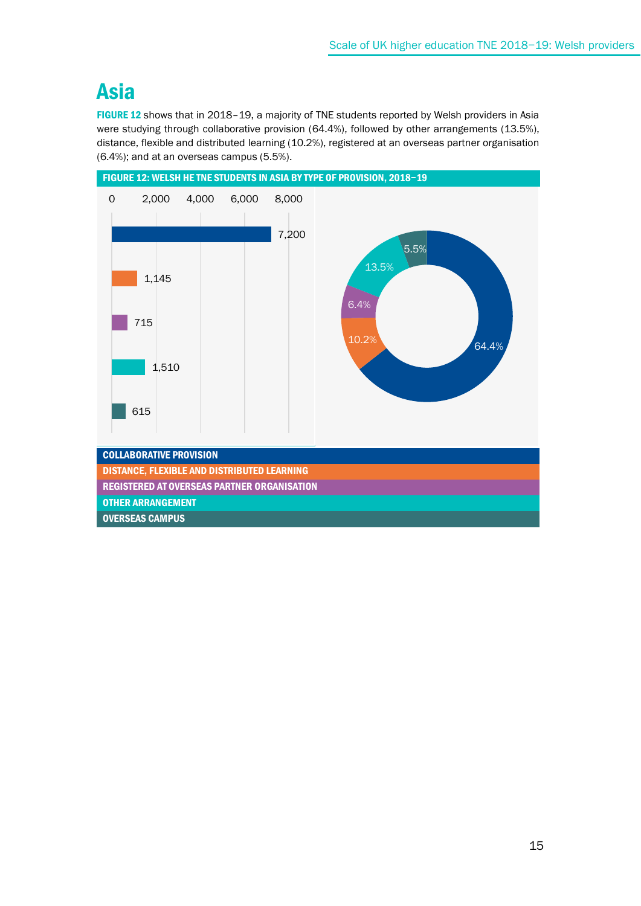## Asia

**FIGURE 12** shows that in 2018–19, a majority of TNE students reported by Welsh providers in Asia were studying through collaborative provision (64.4%), followed by other arrangements (13.5%), distance, flexible and distributed learning (10.2%), registered at an overseas partner organisation (6.4%); and at an overseas campus (5.5%).

**FIGURE 12: WELSH HE TNE STUDENTS IN ASIA BY TYPE OF PROVISION, 2018–19**

| Type of provision | Students | Percentage |
|---|---|---|
| COLLABORATIVE PROVISION | 7,200 | 64.4% |
| DISTANCE, FLEXIBLE AND DISTRIBUTED LEARNING | 1,145 | 10.2% |
| REGISTERED AT OVERSEAS PARTNER ORGANISATION | 715 | 6.4% |
| OTHER ARRANGEMENT | 1,510 | 13.5% |
| OVERSEAS CAMPUS | 615 | 5.5% |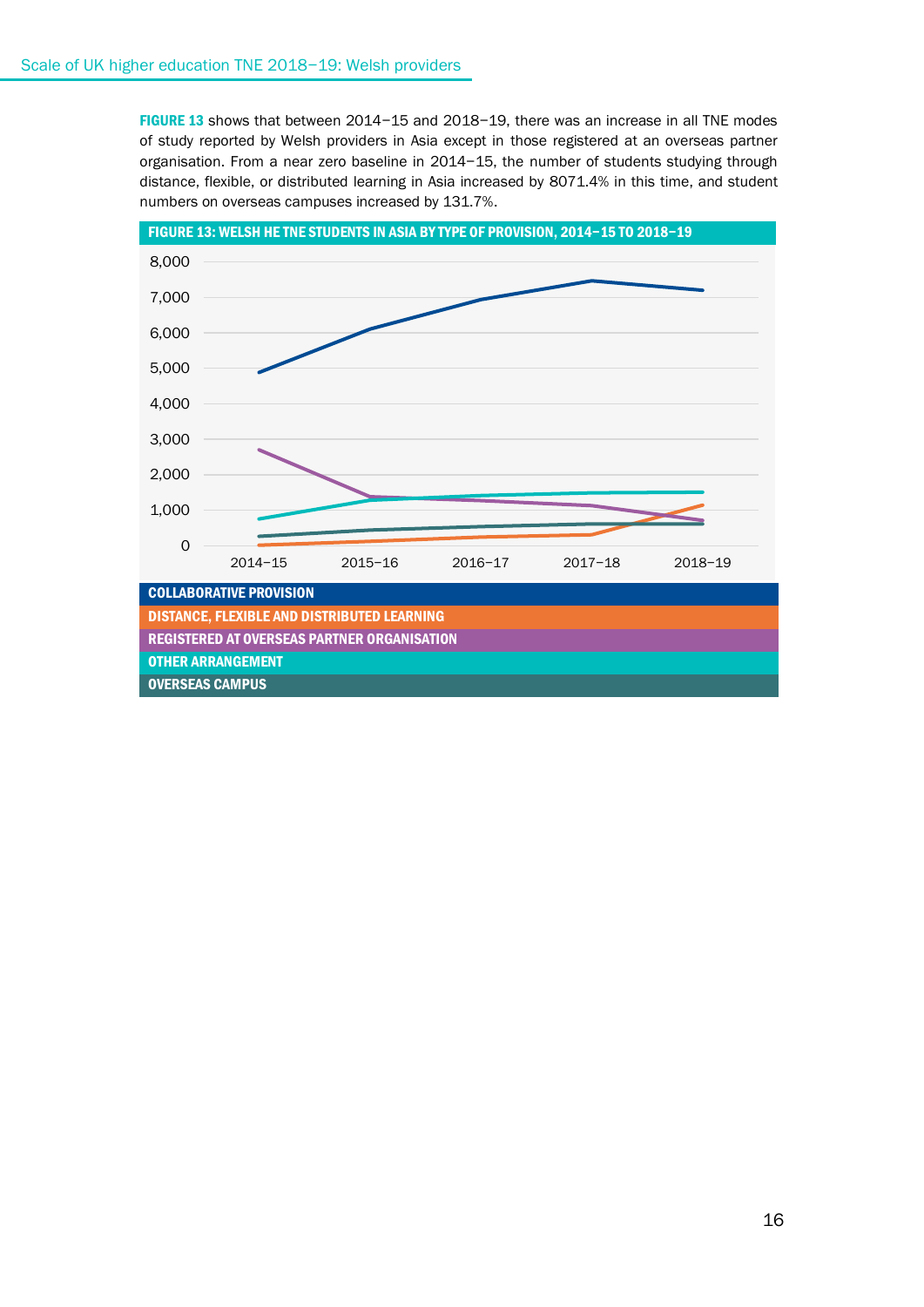**FIGURE 13** shows that between 2014–15 and 2018–19, there was an increase in all TNE modes of study reported by Welsh providers in Asia except in those registered at an overseas partner organisation. From a near zero baseline in 2014–15, the number of students studying through distance, flexible, or distributed learning in Asia increased by 8071.4% in this time, and student numbers on overseas campuses increased by 131.7%.

**FIGURE 13: WELSH HE TNE STUDENTS IN ASIA BY TYPE OF PROVISION, 2014–15 TO 2018–19**

- COLLABORATIVE PROVISION
- DISTANCE, FLEXIBLE AND DISTRIBUTED LEARNING
- REGISTERED AT OVERSEAS PARTNER ORGANISATION
- OTHER ARRANGEMENT
- OVERSEAS CAMPUS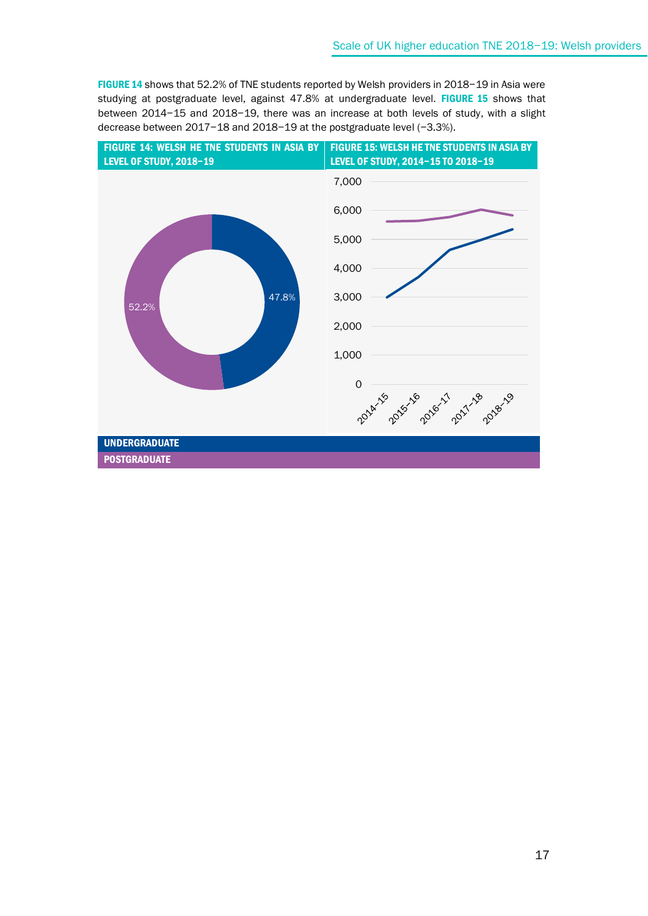**FIGURE 14** shows that 52.2% of TNE students reported by Welsh providers in 2018–19 in Asia were studying at postgraduate level, against 47.8% at undergraduate level. **FIGURE 15** shows that between 2014–15 and 2018–19, there was an increase at both levels of study, with a slight decrease between 2017–18 and 2018–19 at the postgraduate level (−3.3%).

**FIGURE 14: WELSH HE TNE STUDENTS IN ASIA BY LEVEL OF STUDY, 2018–19**

**FIGURE 15: WELSH HE TNE STUDENTS IN ASIA BY LEVEL OF STUDY, 2014–15 TO 2018–19**

**UNDERGRADUATE**

**POSTGRADUATE**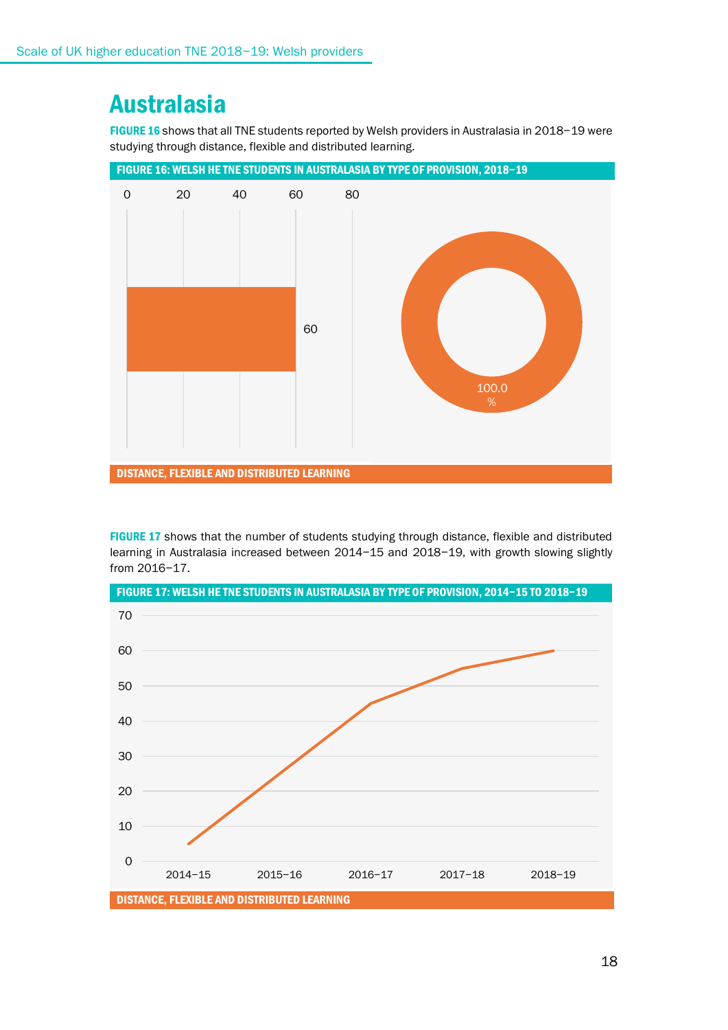# Australasia

**FIGURE 16** shows that all TNE students reported by Welsh providers in Australasia in 2018–19 were studying through distance, flexible and distributed learning.

**FIGURE 16: WELSH HE TNE STUDENTS IN AUSTRALASIA BY TYPE OF PROVISION, 2018–19**

| Type of provision | Students | Percentage |
|---|---|---|
| DISTANCE, FLEXIBLE AND DISTRIBUTED LEARNING | 60 | 100.0% |

**FIGURE 17** shows that the number of students studying through distance, flexible and distributed learning in Australasia increased between 2014–15 and 2018–19, with growth slowing slightly from 2016–17.

**FIGURE 17: WELSH HE TNE STUDENTS IN AUSTRALASIA BY TYPE OF PROVISION, 2014–15 TO 2018–19**

DISTANCE, FLEXIBLE AND DISTRIBUTED LEARNING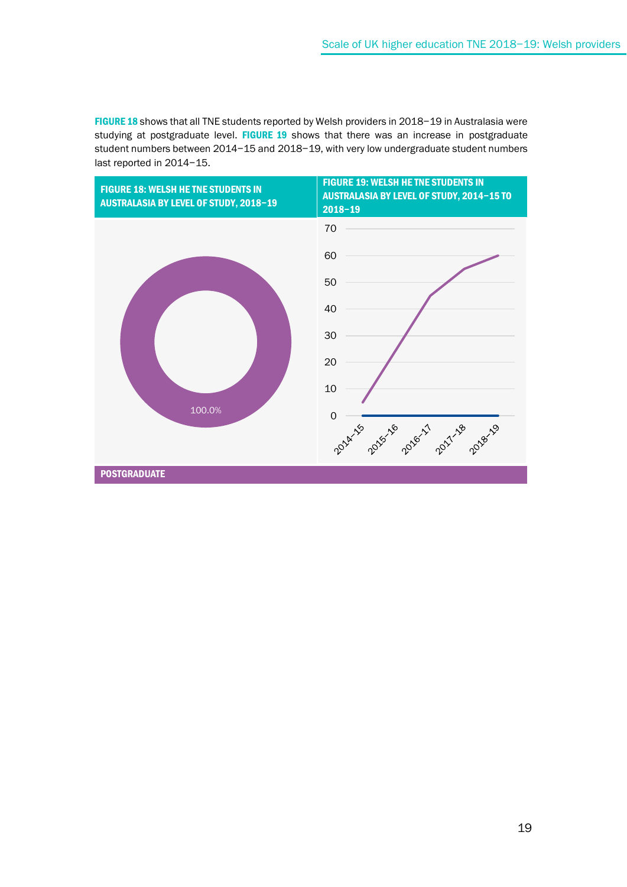**FIGURE 18** shows that all TNE students reported by Welsh providers in 2018–19 in Australasia were studying at postgraduate level. **FIGURE 19** shows that there was an increase in postgraduate student numbers between 2014–15 and 2018–19, with very low undergraduate student numbers last reported in 2014–15.

**FIGURE 18: WELSH HE TNE STUDENTS IN AUSTRALASIA BY LEVEL OF STUDY, 2018–19**

100.0%

**FIGURE 19: WELSH HE TNE STUDENTS IN AUSTRALASIA BY LEVEL OF STUDY, 2014–15 TO 2018–19**

70
60
50
40
30
20
10
0

2014–15 2015–16 2016–17 2017–18 2018–19

**POSTGRADUATE**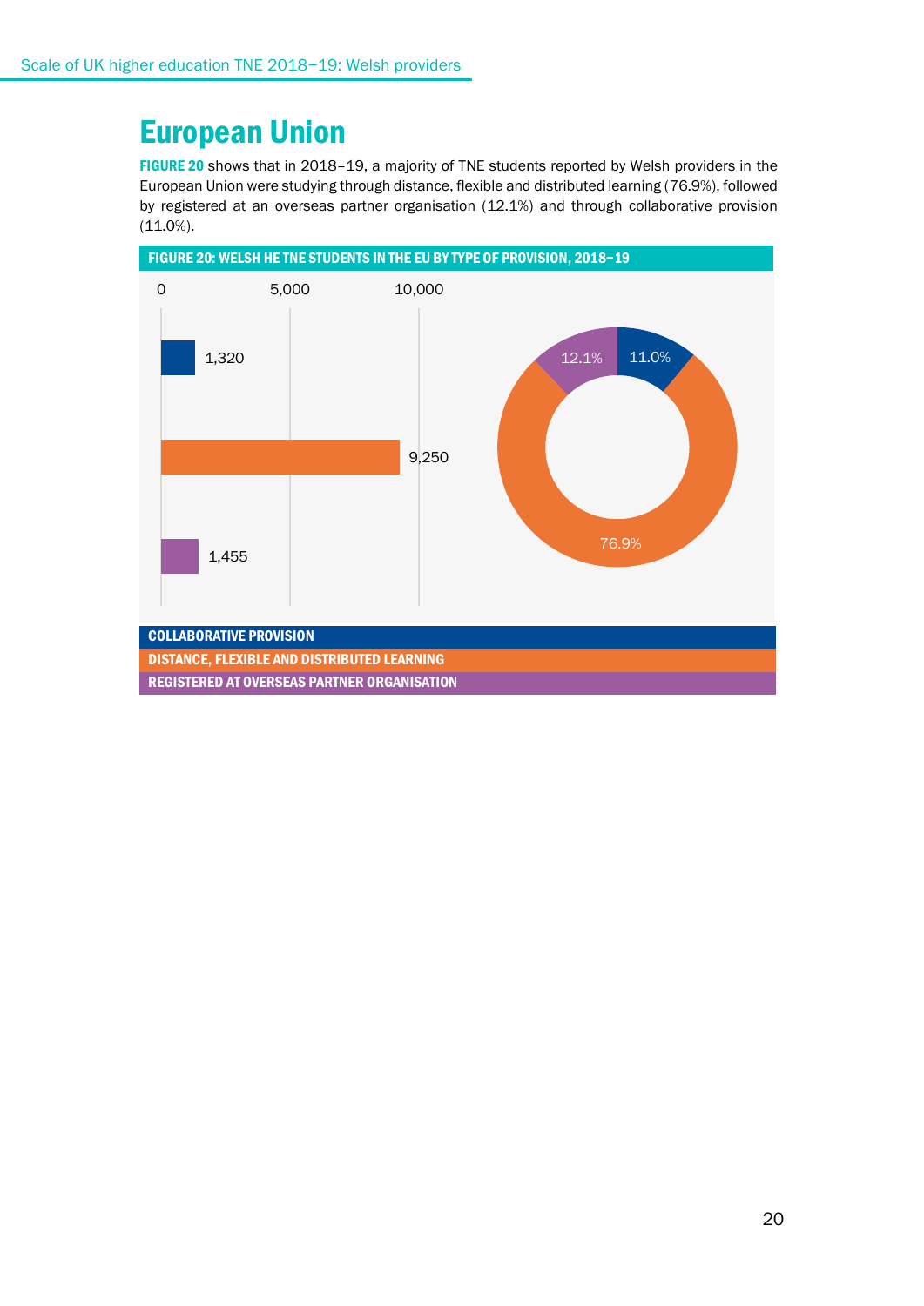# European Union

**FIGURE 20** shows that in 2018–19, a majority of TNE students reported by Welsh providers in the European Union were studying through distance, flexible and distributed learning (76.9%), followed by registered at an overseas partner organisation (12.1%) and through collaborative provision (11.0%).

**FIGURE 20: WELSH HE TNE STUDENTS IN THE EU BY TYPE OF PROVISION, 2018–19**

| Type of provision | Students | Percentage |
|---|---|---|
| Collaborative provision | 1,320 | 11.0% |
| Distance, flexible and distributed learning | 9,250 | 76.9% |
| Registered at overseas partner organisation | 1,455 | 12.1% |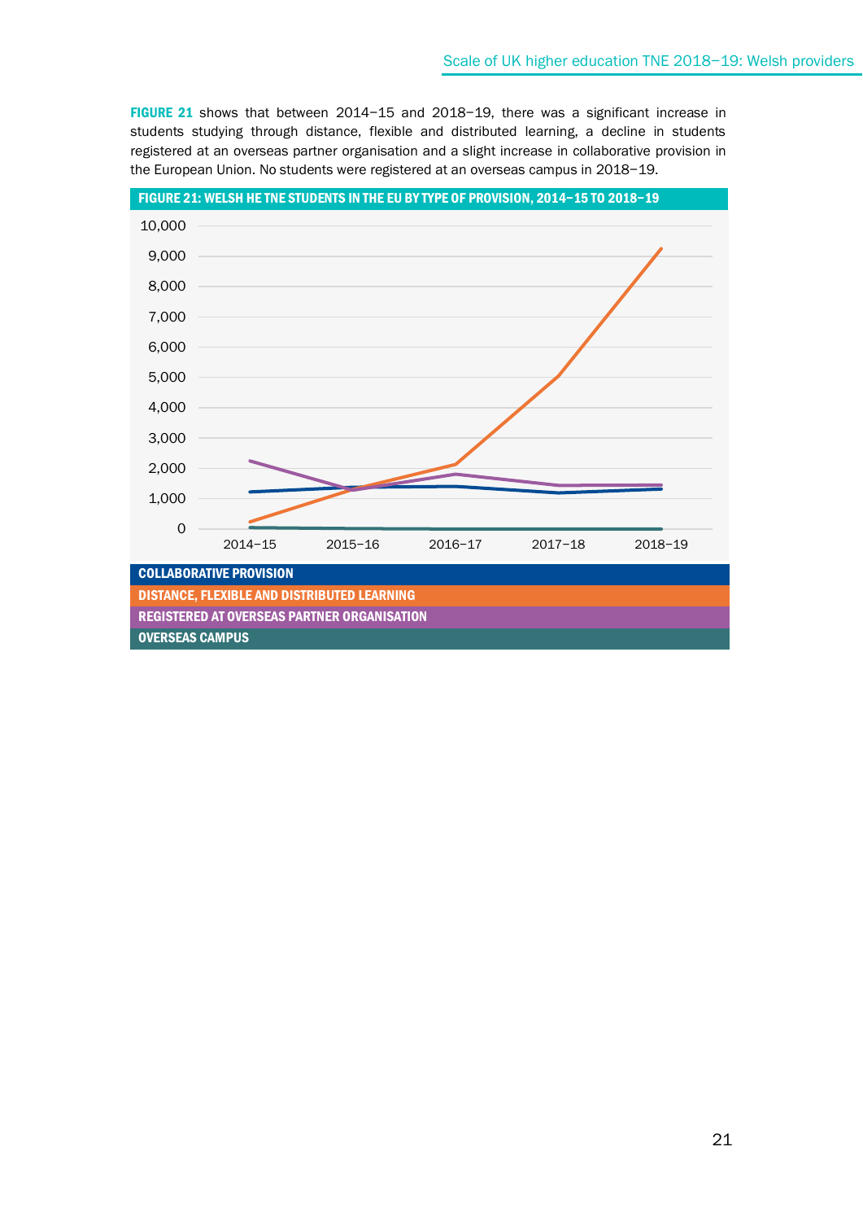**FIGURE 21** shows that between 2014–15 and 2018–19, there was a significant increase in students studying through distance, flexible and distributed learning, a decline in students registered at an overseas partner organisation and a slight increase in collaborative provision in the European Union. No students were registered at an overseas campus in 2018–19.

**FIGURE 21: WELSH HE TNE STUDENTS IN THE EU BY TYPE OF PROVISION, 2014–15 TO 2018–19**

- COLLABORATIVE PROVISION
- DISTANCE, FLEXIBLE AND DISTRIBUTED LEARNING
- REGISTERED AT OVERSEAS PARTNER ORGANISATION
- OVERSEAS CAMPUS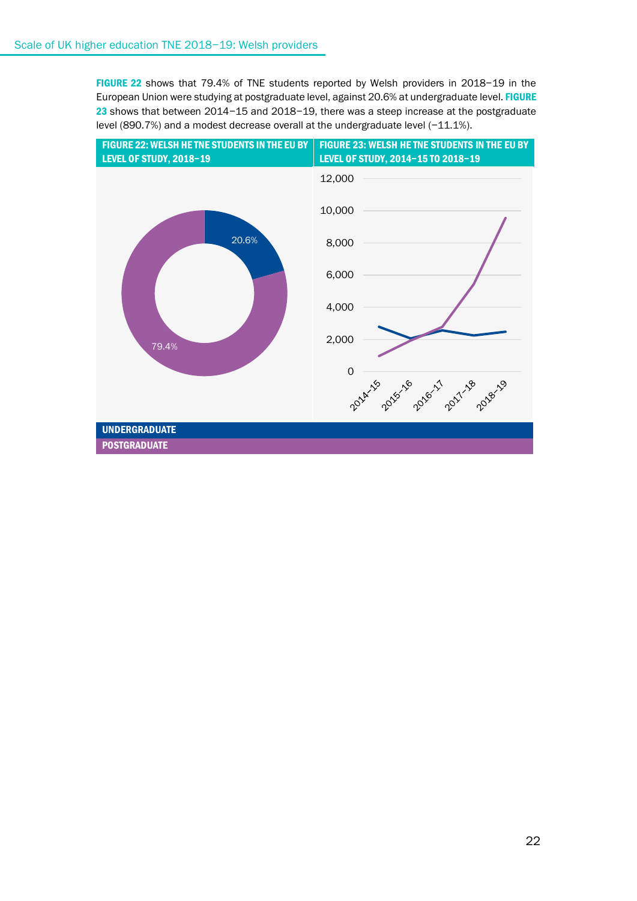**FIGURE 22** shows that 79.4% of TNE students reported by Welsh providers in 2018–19 in the European Union were studying at postgraduate level, against 20.6% at undergraduate level. **FIGURE 23** shows that between 2014–15 and 2018–19, there was a steep increase at the postgraduate level (890.7%) and a modest decrease overall at the undergraduate level (−11.1%).

**FIGURE 22: WELSH HE TNE STUDENTS IN THE EU BY LEVEL OF STUDY, 2018–19**

**FIGURE 23: WELSH HE TNE STUDENTS IN THE EU BY LEVEL OF STUDY, 2014–15 TO 2018–19**

UNDERGRADUATE
POSTGRADUATE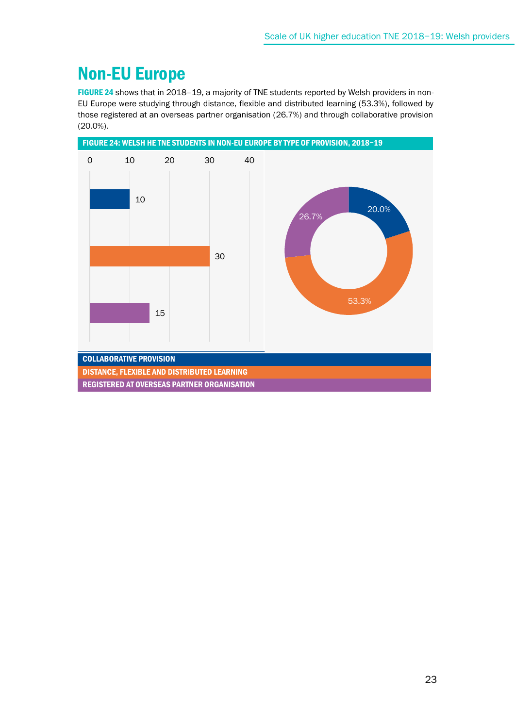## Non-EU Europe

**FIGURE 24** shows that in 2018–19, a majority of TNE students reported by Welsh providers in non-EU Europe were studying through distance, flexible and distributed learning (53.3%), followed by those registered at an overseas partner organisation (26.7%) and through collaborative provision (20.0%).

**FIGURE 24: WELSH HE TNE STUDENTS IN NON-EU EUROPE BY TYPE OF PROVISION, 2018–19**

| Type of provision | Students | Percentage |
| --- | --- | --- |
| COLLABORATIVE PROVISION | 10 | 20.0% |
| DISTANCE, FLEXIBLE AND DISTRIBUTED LEARNING | 30 | 53.3% |
| REGISTERED AT OVERSEAS PARTNER ORGANISATION | 15 | 26.7% |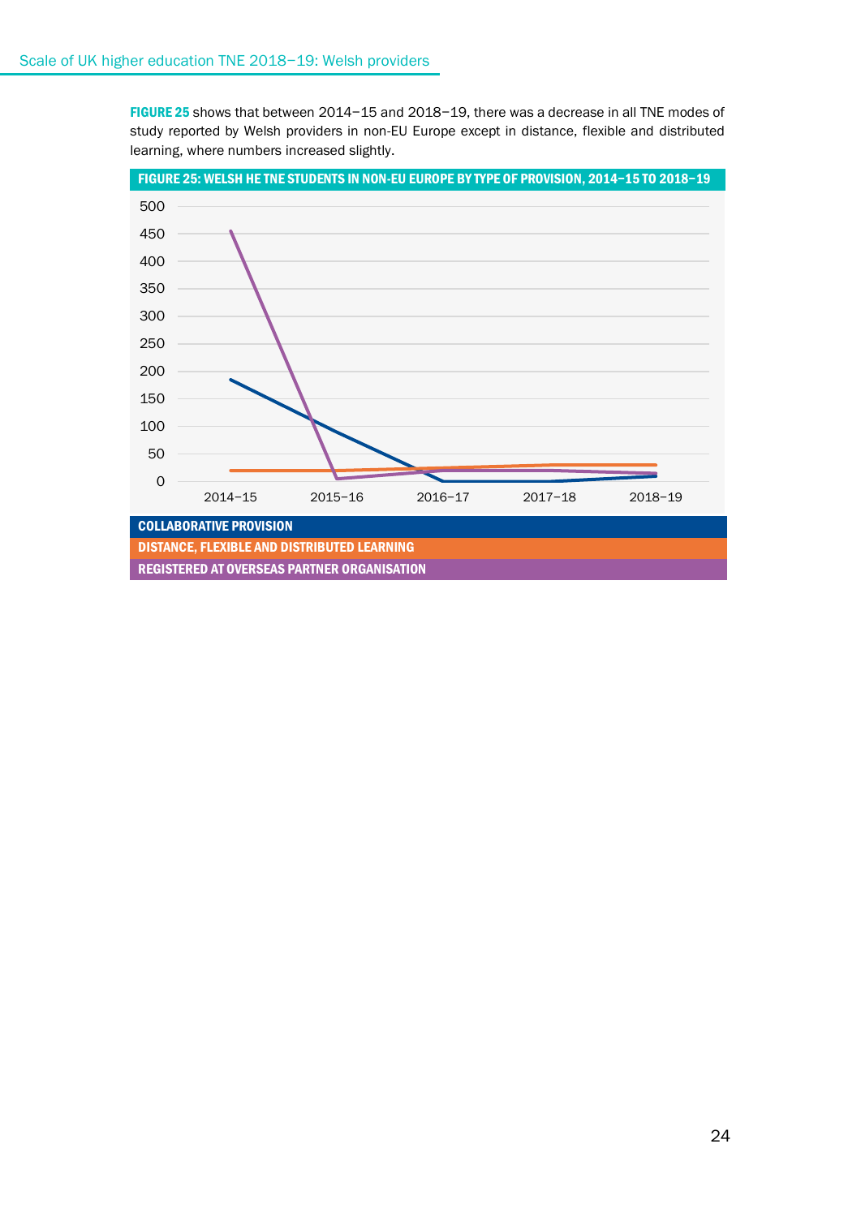**FIGURE 25** shows that between 2014–15 and 2018–19, there was a decrease in all TNE modes of study reported by Welsh providers in non-EU Europe except in distance, flexible and distributed learning, where numbers increased slightly.

**FIGURE 25: WELSH HE TNE STUDENTS IN NON-EU EUROPE BY TYPE OF PROVISION, 2014–15 TO 2018–19**

COLLABORATIVE PROVISION

DISTANCE, FLEXIBLE AND DISTRIBUTED LEARNING

REGISTERED AT OVERSEAS PARTNER ORGANISATION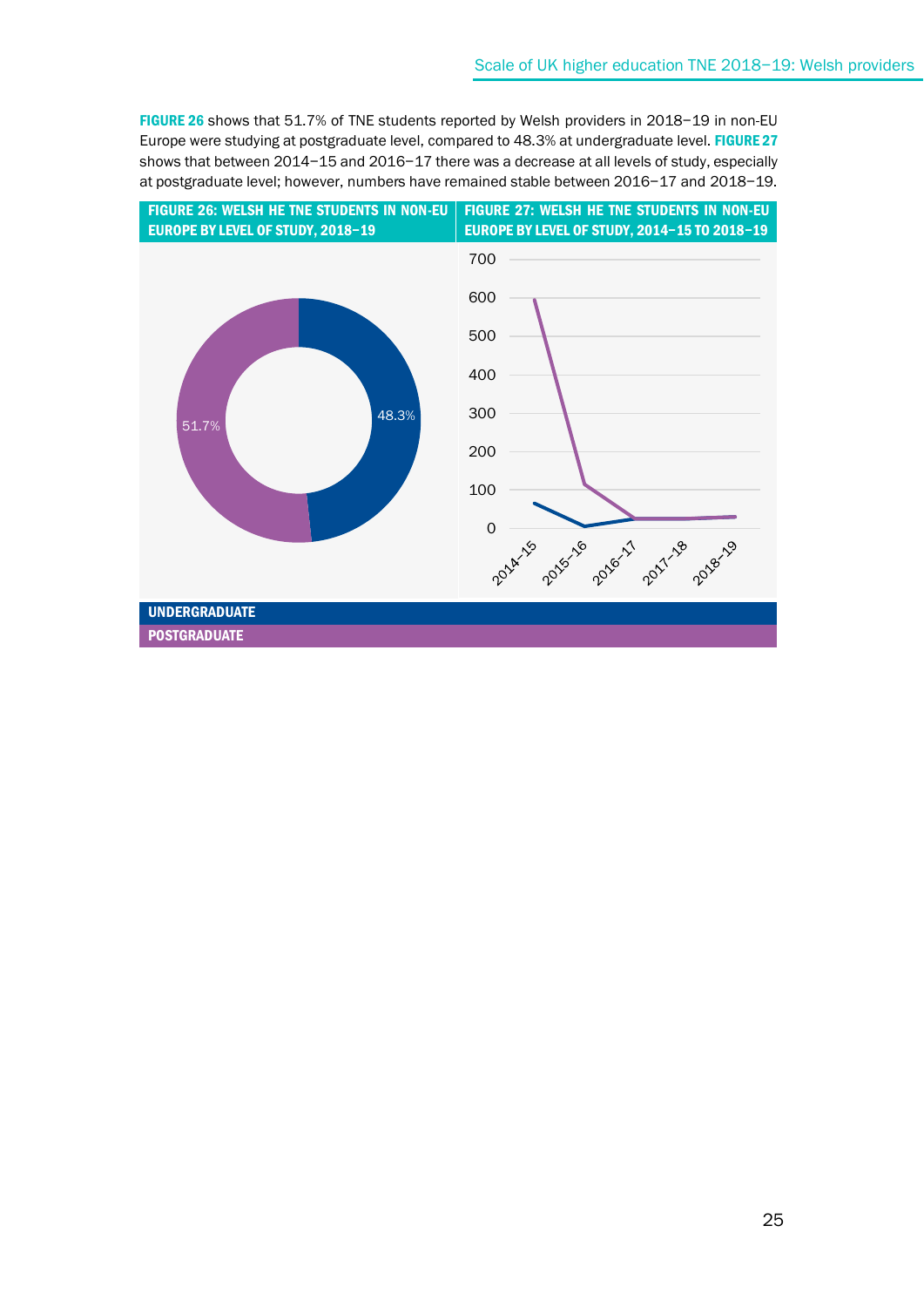**FIGURE 26** shows that 51.7% of TNE students reported by Welsh providers in 2018–19 in non-EU Europe were studying at postgraduate level, compared to 48.3% at undergraduate level. **FIGURE 27** shows that between 2014–15 and 2016–17 there was a decrease at all levels of study, especially at postgraduate level; however, numbers have remained stable between 2016–17 and 2018–19.

**FIGURE 26: WELSH HE TNE STUDENTS IN NON-EU EUROPE BY LEVEL OF STUDY, 2018–19**

51.7%

48.3%

**FIGURE 27: WELSH HE TNE STUDENTS IN NON-EU EUROPE BY LEVEL OF STUDY, 2014–15 TO 2018–19**

700
600
500
400
300
200
100
0

2014–15 2015–16 2016–17 2017–18 2018–19

**UNDERGRADUATE**

**POSTGRADUATE**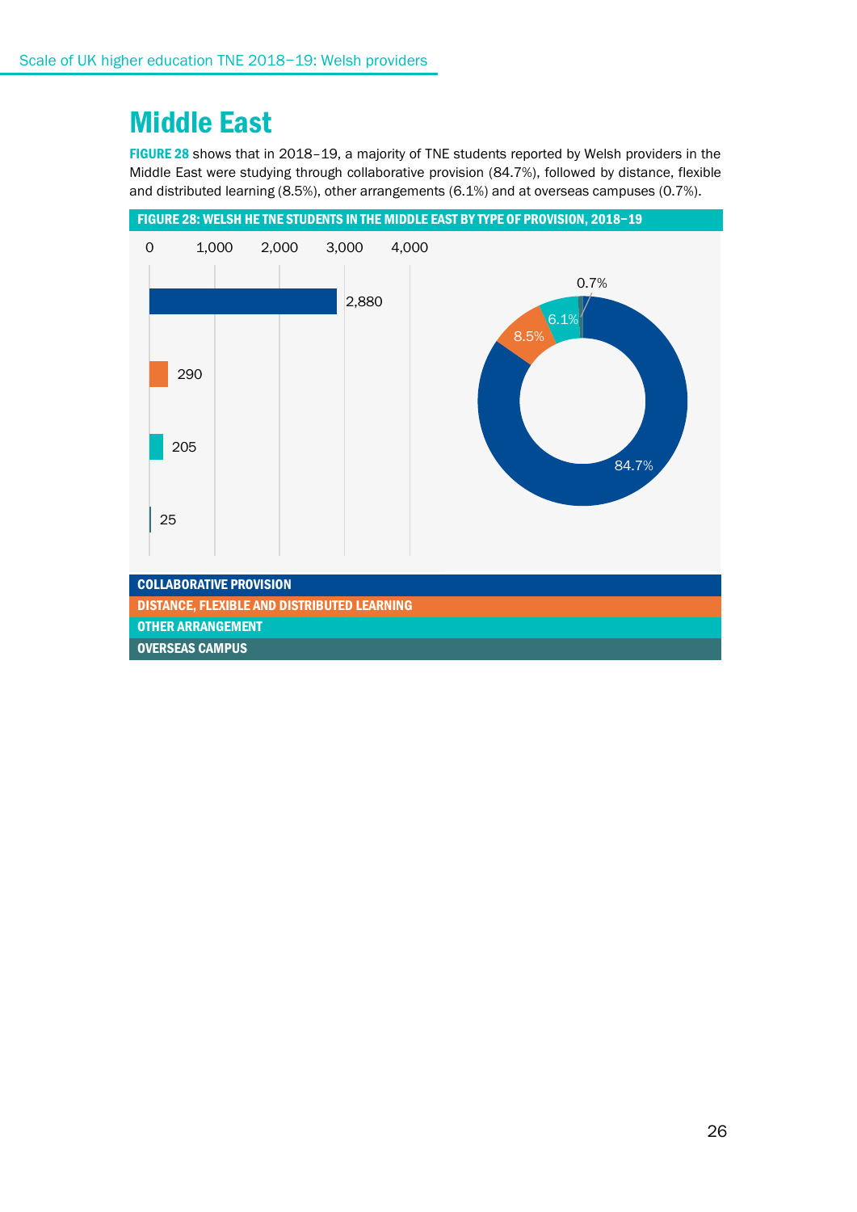## Middle East

**FIGURE 28** shows that in 2018–19, a majority of TNE students reported by Welsh providers in the Middle East were studying through collaborative provision (84.7%), followed by distance, flexible and distributed learning (8.5%), other arrangements (6.1%) and at overseas campuses (0.7%).

**FIGURE 28: WELSH HE TNE STUDENTS IN THE MIDDLE EAST BY TYPE OF PROVISION, 2018–19**

| Type of provision | Students | Percentage |
|---|---|---|
| COLLABORATIVE PROVISION | 2,880 | 84.7% |
| DISTANCE, FLEXIBLE AND DISTRIBUTED LEARNING | 290 | 8.5% |
| OTHER ARRANGEMENT | 205 | 6.1% |
| OVERSEAS CAMPUS | 25 | 0.7% |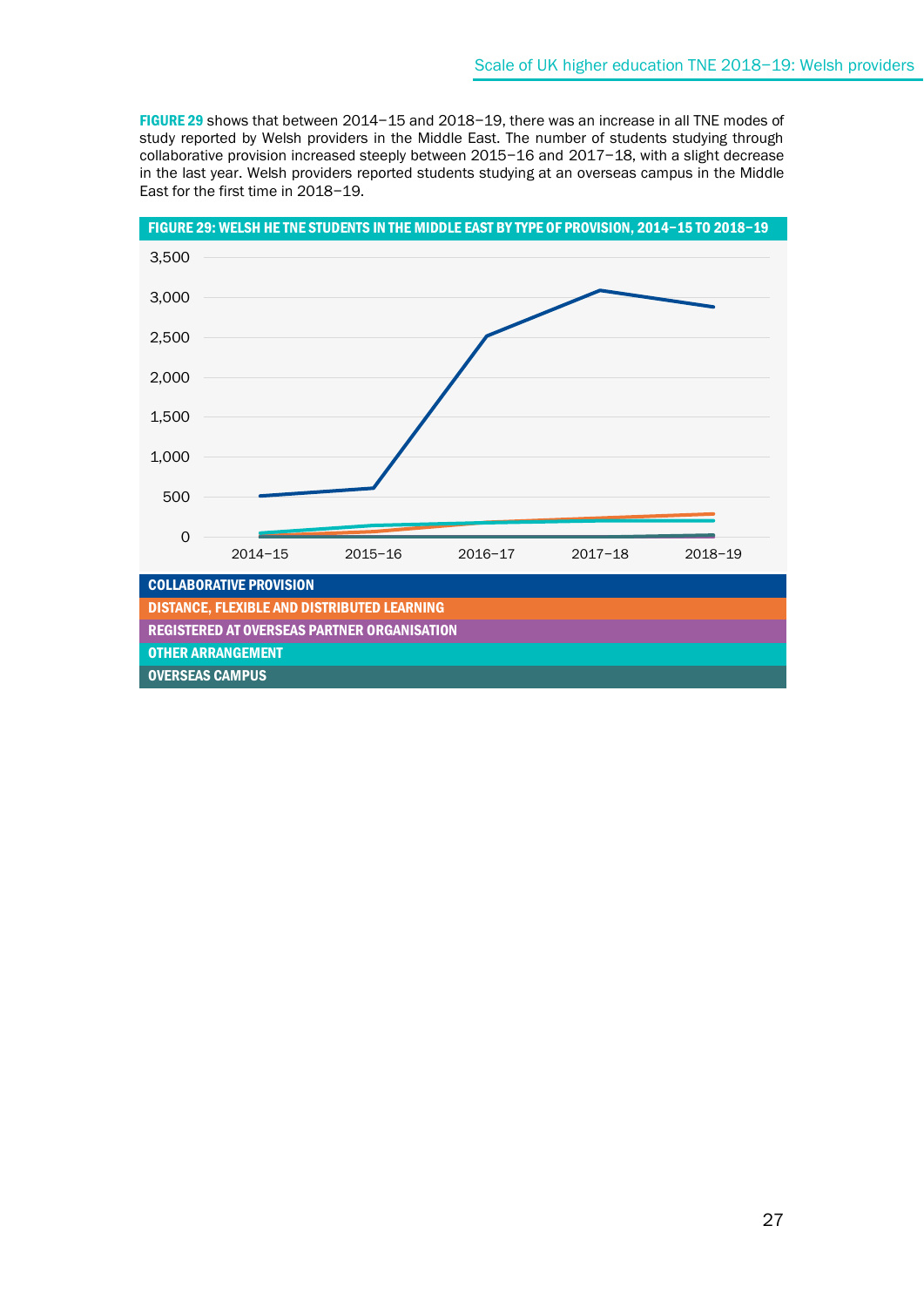**FIGURE 29** shows that between 2014–15 and 2018–19, there was an increase in all TNE modes of study reported by Welsh providers in the Middle East. The number of students studying through collaborative provision increased steeply between 2015–16 and 2017–18, with a slight decrease in the last year. Welsh providers reported students studying at an overseas campus in the Middle East for the first time in 2018–19.

**FIGURE 29: WELSH HE TNE STUDENTS IN THE MIDDLE EAST BY TYPE OF PROVISION, 2014–15 TO 2018–19**

- COLLABORATIVE PROVISION
- DISTANCE, FLEXIBLE AND DISTRIBUTED LEARNING
- REGISTERED AT OVERSEAS PARTNER ORGANISATION
- OTHER ARRANGEMENT
- OVERSEAS CAMPUS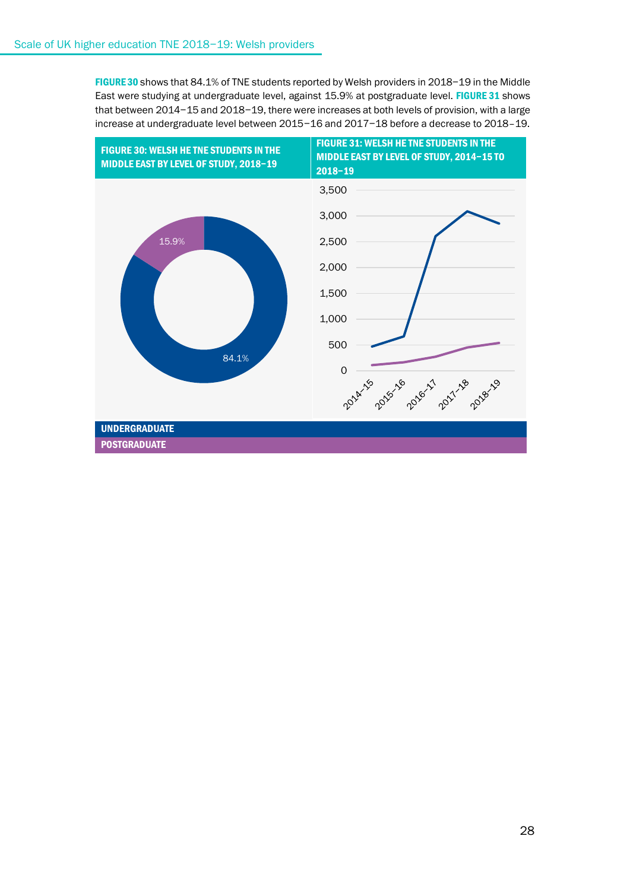**FIGURE 30** shows that 84.1% of TNE students reported by Welsh providers in 2018–19 in the Middle East were studying at undergraduate level, against 15.9% at postgraduate level. **FIGURE 31** shows that between 2014–15 and 2018–19, there were increases at both levels of provision, with a large increase at undergraduate level between 2015–16 and 2017–18 before a decrease to 2018–19.

**FIGURE 30: WELSH HE TNE STUDENTS IN THE MIDDLE EAST BY LEVEL OF STUDY, 2018–19**

| Level of study | Share |
|---|---|
| Undergraduate | 84.1% |
| Postgraduate | 15.9% |

**FIGURE 31: WELSH HE TNE STUDENTS IN THE MIDDLE EAST BY LEVEL OF STUDY, 2014–15 TO 2018–19**

UNDERGRADUATE

POSTGRADUATE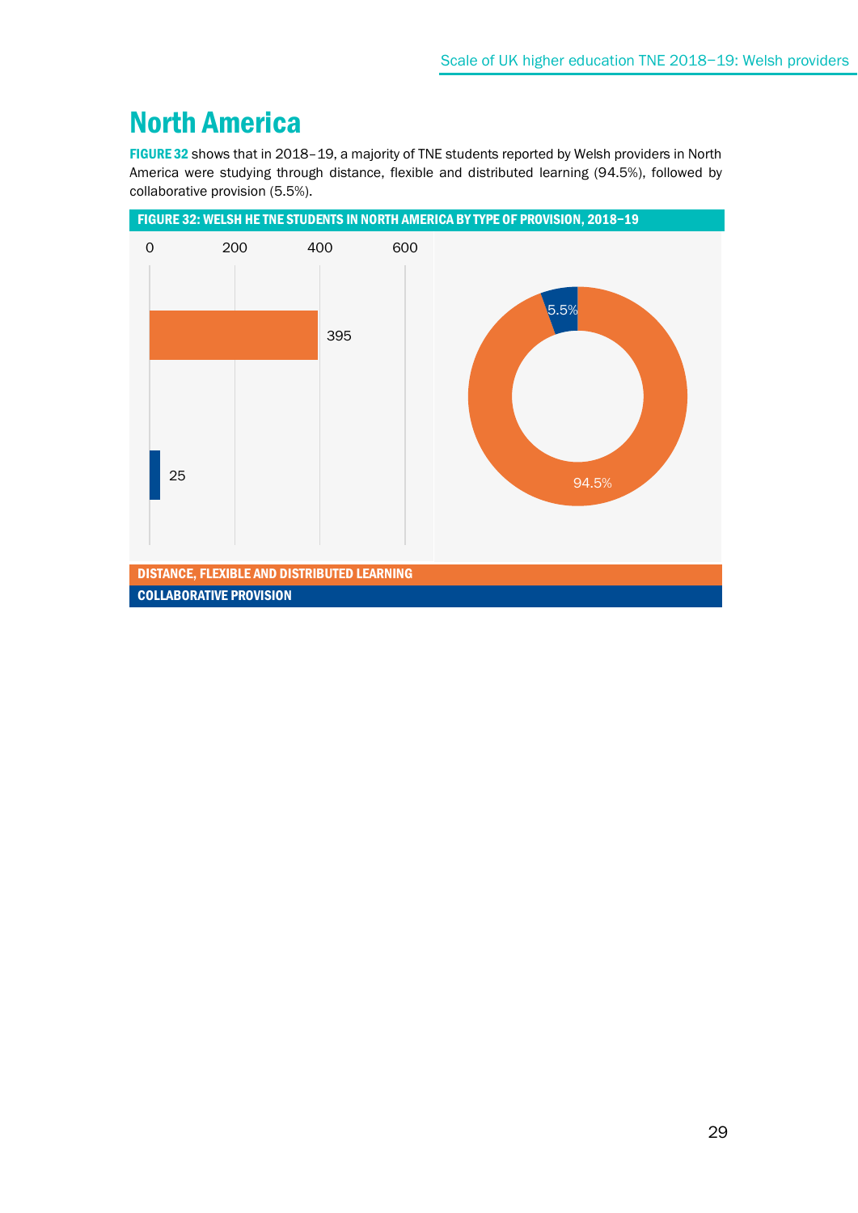# North America

**FIGURE 32** shows that in 2018–19, a majority of TNE students reported by Welsh providers in North America were studying through distance, flexible and distributed learning (94.5%), followed by collaborative provision (5.5%).

**FIGURE 32: WELSH HE TNE STUDENTS IN NORTH AMERICA BY TYPE OF PROVISION, 2018–19**

| Type of provision | Students | Share |
| --- | --- | --- |
| DISTANCE, FLEXIBLE AND DISTRIBUTED LEARNING | 395 | 94.5% |
| COLLABORATIVE PROVISION | 25 | 5.5% |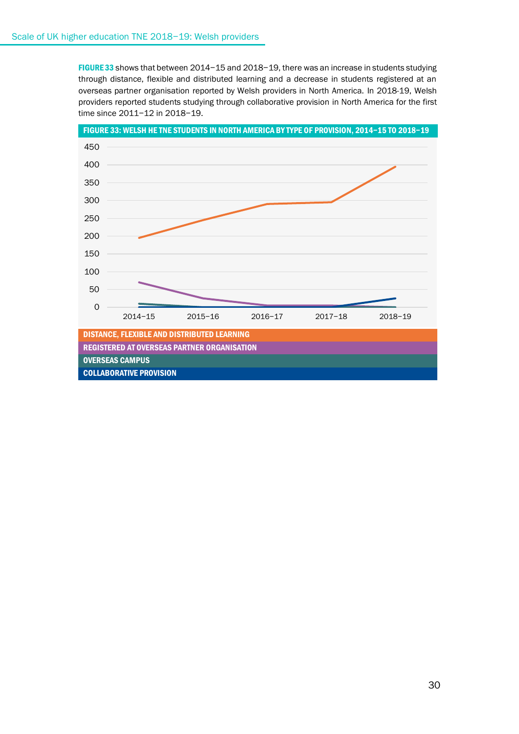**FIGURE 33** shows that between 2014–15 and 2018–19, there was an increase in students studying through distance, flexible and distributed learning and a decrease in students registered at an overseas partner organisation reported by Welsh providers in North America. In 2018-19, Welsh providers reported students studying through collaborative provision in North America for the first time since 2011–12 in 2018–19.

**FIGURE 33: WELSH HE TNE STUDENTS IN NORTH AMERICA BY TYPE OF PROVISION, 2014–15 TO 2018–19**

DISTANCE, FLEXIBLE AND DISTRIBUTED LEARNING

REGISTERED AT OVERSEAS PARTNER ORGANISATION

OVERSEAS CAMPUS

COLLABORATIVE PROVISION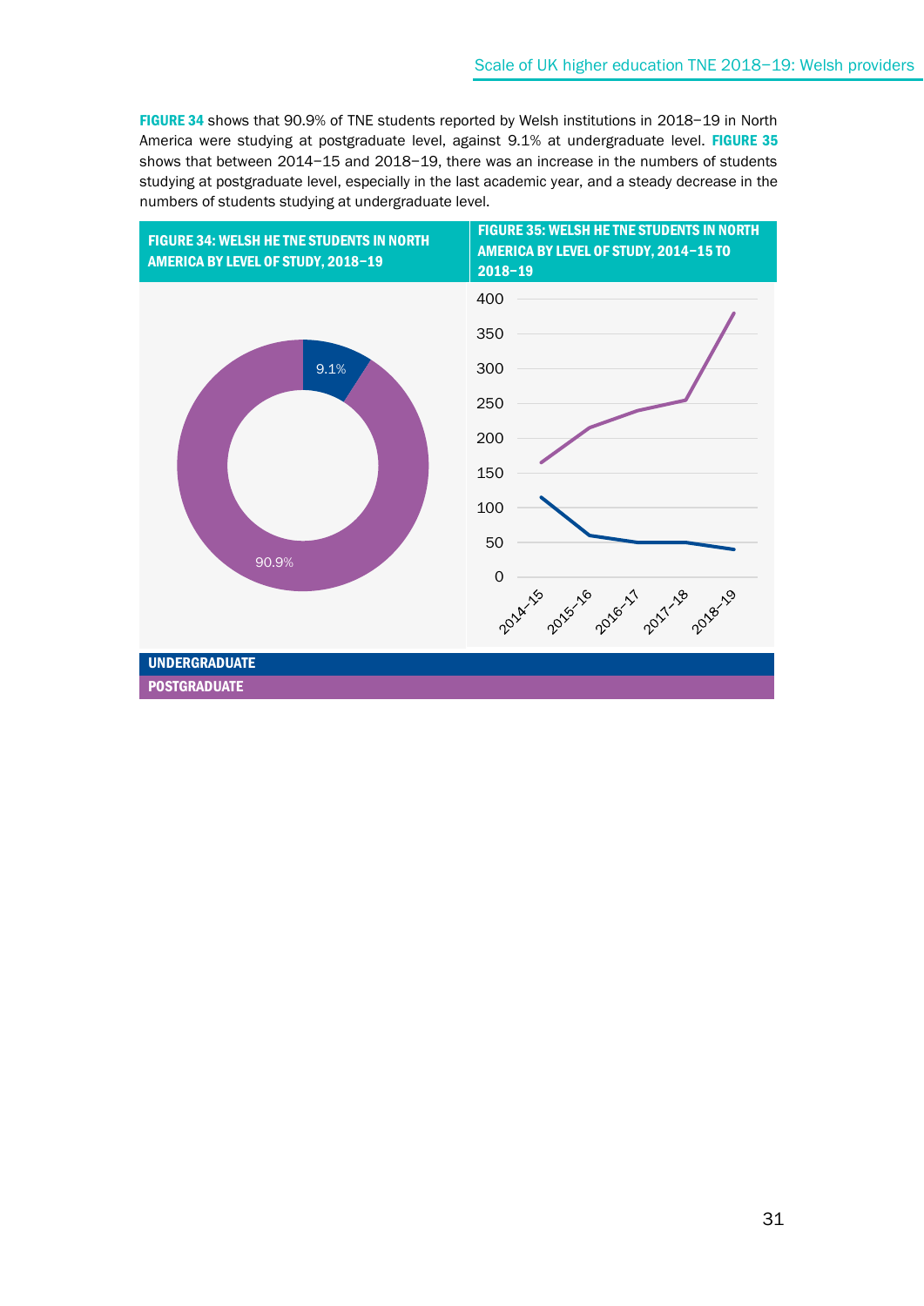**FIGURE 34** shows that 90.9% of TNE students reported by Welsh institutions in 2018–19 in North America were studying at postgraduate level, against 9.1% at undergraduate level. **FIGURE 35** shows that between 2014–15 and 2018–19, there was an increase in the numbers of students studying at postgraduate level, especially in the last academic year, and a steady decrease in the numbers of students studying at undergraduate level.

**FIGURE 34: WELSH HE TNE STUDENTS IN NORTH AMERICA BY LEVEL OF STUDY, 2018–19**

**FIGURE 35: WELSH HE TNE STUDENTS IN NORTH AMERICA BY LEVEL OF STUDY, 2014–15 TO 2018–19**

**UNDERGRADUATE**

**POSTGRADUATE**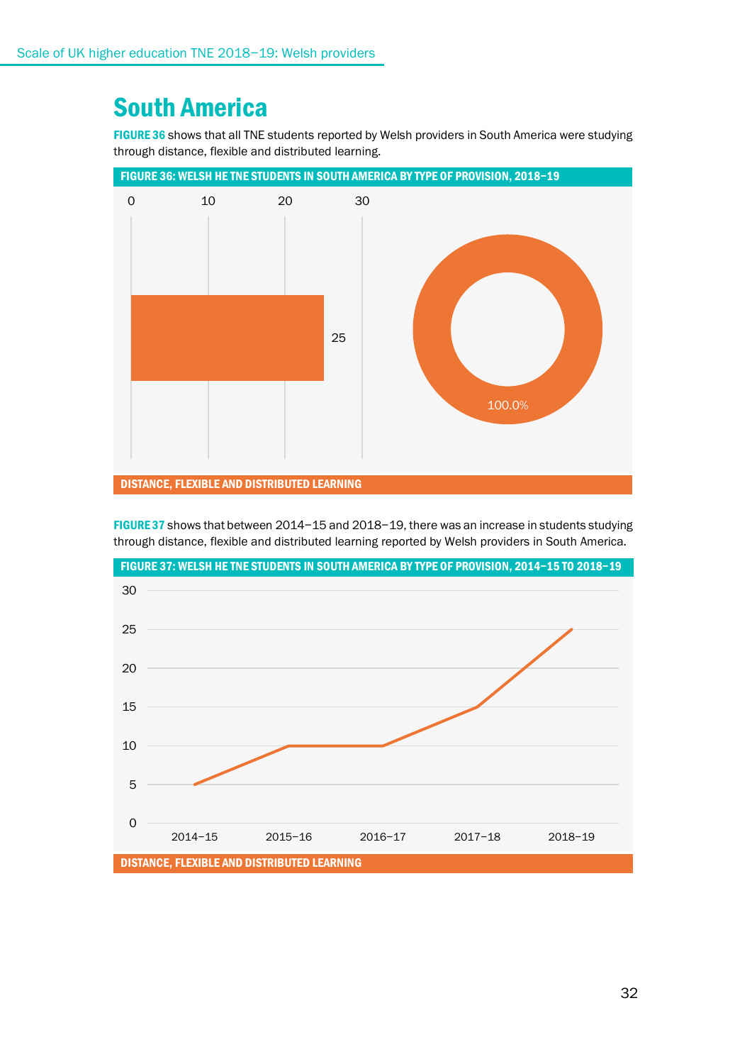# South America

**FIGURE 36** shows that all TNE students reported by Welsh providers in South America were studying through distance, flexible and distributed learning.

**FIGURE 36: WELSH HE TNE STUDENTS IN SOUTH AMERICA BY TYPE OF PROVISION, 2018–19**

| Type of provision | Students | Share |
|---|---|---|
| Distance, flexible and distributed learning | 25 | 100.0% |

**FIGURE 37** shows that between 2014–15 and 2018–19, there was an increase in students studying through distance, flexible and distributed learning reported by Welsh providers in South America.

**FIGURE 37: WELSH HE TNE STUDENTS IN SOUTH AMERICA BY TYPE OF PROVISION, 2014–15 TO 2018–19**

| Type of provision | 2014–15 | 2015–16 | 2016–17 | 2017–18 | 2018–19 |
|---|---|---|---|---|---|
| Distance, flexible and distributed learning | 5 | 10 | 10 | 15 | 25 |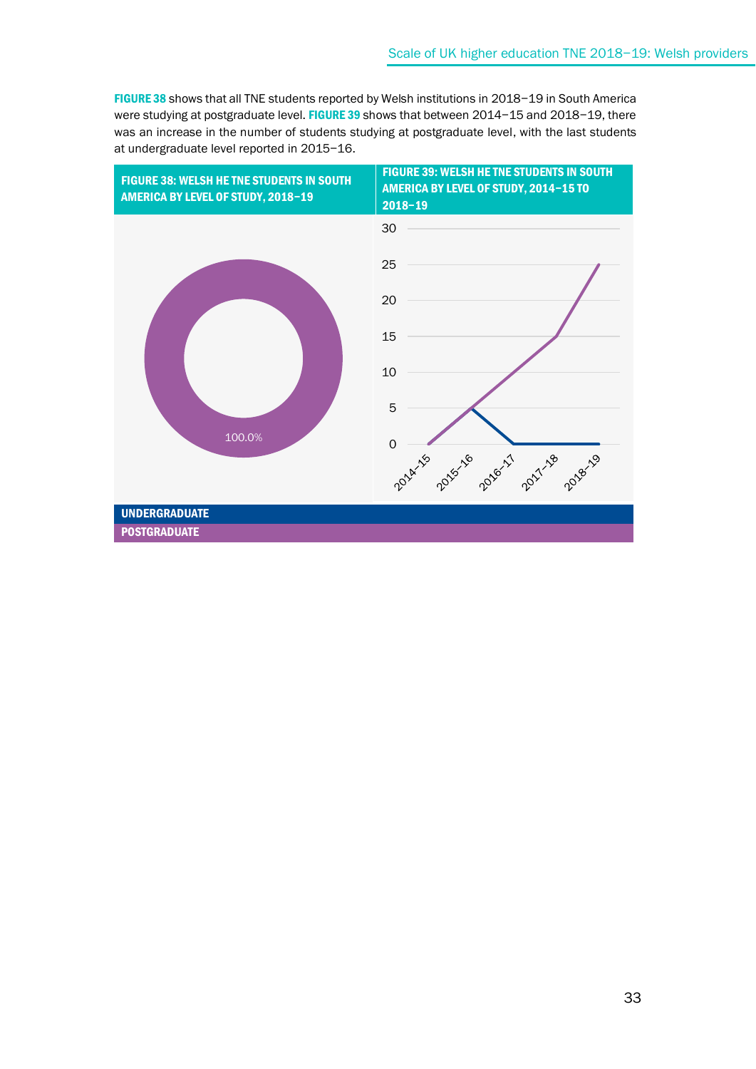**FIGURE 38** shows that all TNE students reported by Welsh institutions in 2018–19 in South America were studying at postgraduate level. **FIGURE 39** shows that between 2014–15 and 2018–19, there was an increase in the number of students studying at postgraduate level, with the last students at undergraduate level reported in 2015–16.

**FIGURE 38: WELSH HE TNE STUDENTS IN SOUTH AMERICA BY LEVEL OF STUDY, 2018–19**

100.0%

**FIGURE 39: WELSH HE TNE STUDENTS IN SOUTH AMERICA BY LEVEL OF STUDY, 2014–15 TO 2018–19**

30
25
20
15
10
5
0

2014–15 2015–16 2016–17 2017–18 2018–19

**UNDERGRADUATE**

**POSTGRADUATE**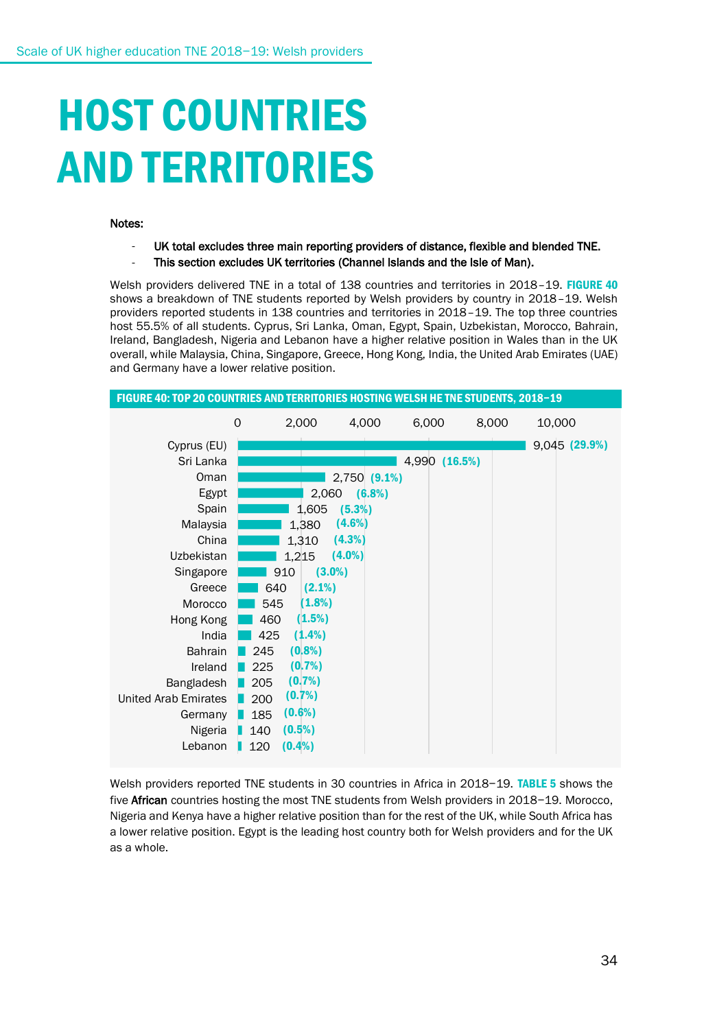// Scale of UK higher education TNE 2018–19: Welsh providers

# HOST COUNTRIES AND TERRITORIES

Notes:

- UK total excludes three main reporting providers of distance, flexible and blended TNE.
- This section excludes UK territories (Channel Islands and the Isle of Man).

Welsh providers delivered TNE in a total of 138 countries and territories in 2018–19. **FIGURE 40** shows a breakdown of TNE students reported by Welsh providers by country in 2018–19. Welsh providers reported students in 138 countries and territories in 2018–19. The top three countries host 55.5% of all students. Cyprus, Sri Lanka, Oman, Egypt, Spain, Uzbekistan, Morocco, Bahrain, Ireland, Bangladesh, Nigeria and Lebanon have a higher relative position in Wales than in the UK overall, while Malaysia, China, Singapore, Greece, Hong Kong, India, the United Arab Emirates (UAE) and Germany have a lower relative position.

**FIGURE 40: TOP 20 COUNTRIES AND TERRITORIES HOSTING WELSH HE TNE STUDENTS, 2018–19**

| Country | Students | Share |
|---|---|---|
| Cyprus (EU) | 9,045 | (29.9%) |
| Sri Lanka | 4,990 | (16.5%) |
| Oman | 2,750 | (9.1%) |
| Egypt | 2,060 | (6.8%) |
| Spain | 1,605 | (5.3%) |
| Malaysia | 1,380 | (4.6%) |
| China | 1,310 | (4.3%) |
| Uzbekistan | 1,215 | (4.0%) |
| Singapore | 910 | (3.0%) |
| Greece | 640 | (2.1%) |
| Morocco | 545 | (1.8%) |
| Hong Kong | 460 | (1.5%) |
| India | 425 | (1.4%) |
| Bahrain | 245 | (0.8%) |
| Ireland | 225 | (0.7%) |
| Bangladesh | 205 | (0.7%) |
| United Arab Emirates | 200 | (0.7%) |
| Germany | 185 | (0.6%) |
| Nigeria | 140 | (0.5%) |
| Lebanon | 120 | (0.4%) |

Welsh providers reported TNE students in 30 countries in Africa in 2018–19. **TABLE 5** shows the five **African** countries hosting the most TNE students from Welsh providers in 2018–19. Morocco, Nigeria and Kenya have a higher relative position than for the rest of the UK, while South Africa has a lower relative position. Egypt is the leading host country both for Welsh providers and for the UK as a whole.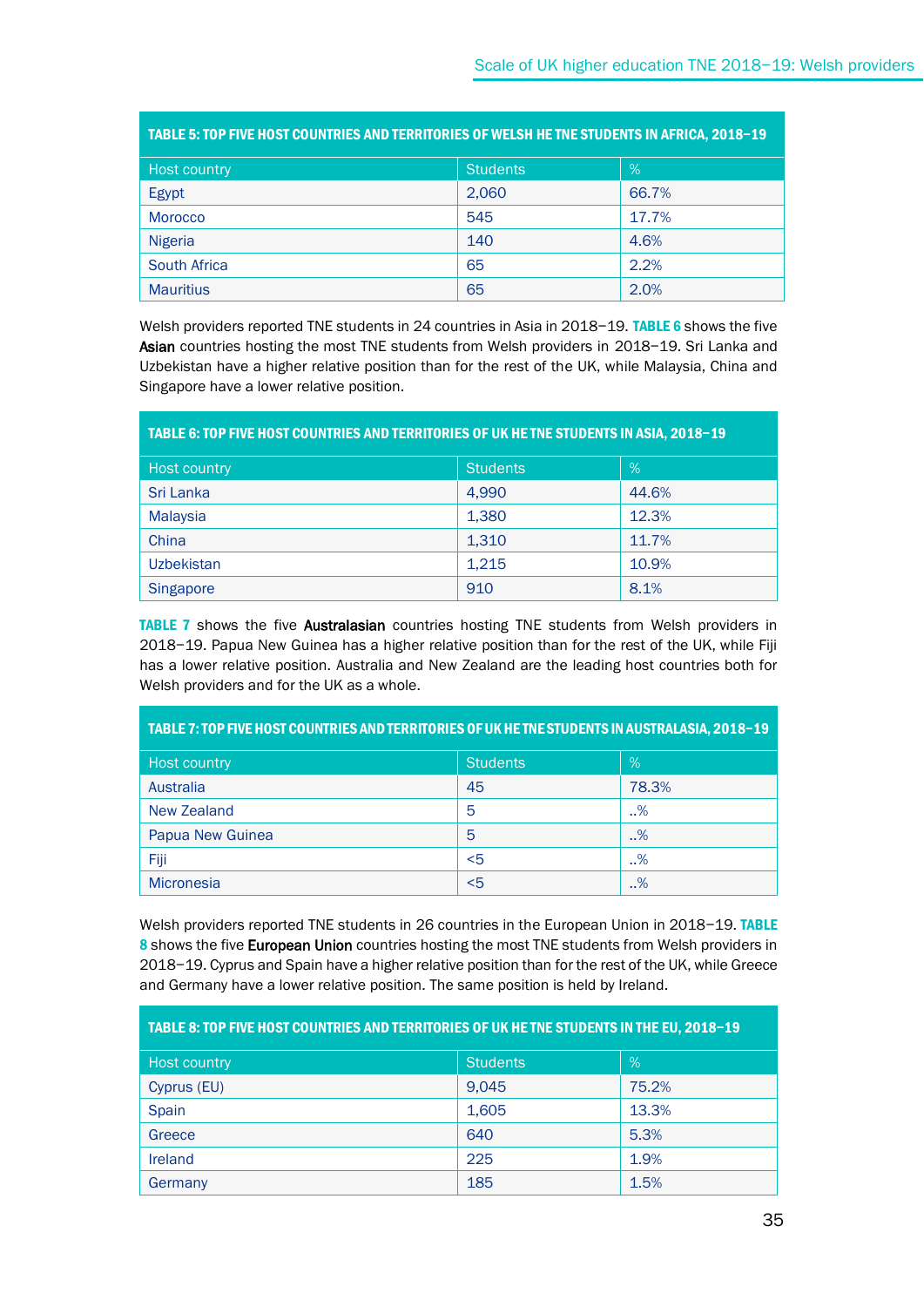**TABLE 5: TOP FIVE HOST COUNTRIES AND TERRITORIES OF WELSH HE TNE STUDENTS IN AFRICA, 2018–19**

| Host country | Students | % |
|---|---|---|
| Egypt | 2,060 | 66.7% |
| Morocco | 545 | 17.7% |
| Nigeria | 140 | 4.6% |
| South Africa | 65 | 2.2% |
| Mauritius | 65 | 2.0% |

Welsh providers reported TNE students in 24 countries in Asia in 2018–19. **TABLE 6** shows the five **Asian** countries hosting the most TNE students from Welsh providers in 2018–19. Sri Lanka and Uzbekistan have a higher relative position than for the rest of the UK, while Malaysia, China and Singapore have a lower relative position.

**TABLE 6: TOP FIVE HOST COUNTRIES AND TERRITORIES OF UK HE TNE STUDENTS IN ASIA, 2018–19**

| Host country | Students | % |
|---|---|---|
| Sri Lanka | 4,990 | 44.6% |
| Malaysia | 1,380 | 12.3% |
| China | 1,310 | 11.7% |
| Uzbekistan | 1,215 | 10.9% |
| Singapore | 910 | 8.1% |

**TABLE 7** shows the five **Australasian** countries hosting TNE students from Welsh providers in 2018–19. Papua New Guinea has a higher relative position than for the rest of the UK, while Fiji has a lower relative position. Australia and New Zealand are the leading host countries both for Welsh providers and for the UK as a whole.

**TABLE 7: TOP FIVE HOST COUNTRIES AND TERRITORIES OF UK HE TNE STUDENTS IN AUSTRALASIA, 2018–19**

| Host country | Students | % |
|---|---|---|
| Australia | 45 | 78.3% |
| New Zealand | 5 | ..% |
| Papua New Guinea | 5 | ..% |
| Fiji | <5 | ..% |
| Micronesia | <5 | ..% |

Welsh providers reported TNE students in 26 countries in the European Union in 2018–19. **TABLE 8** shows the five **European Union** countries hosting the most TNE students from Welsh providers in 2018–19. Cyprus and Spain have a higher relative position than for the rest of the UK, while Greece and Germany have a lower relative position. The same position is held by Ireland.

**TABLE 8: TOP FIVE HOST COUNTRIES AND TERRITORIES OF UK HE TNE STUDENTS IN THE EU, 2018–19**

| Host country | Students | % |
|---|---|---|
| Cyprus (EU) | 9,045 | 75.2% |
| Spain | 1,605 | 13.3% |
| Greece | 640 | 5.3% |
| Ireland | 225 | 1.9% |
| Germany | 185 | 1.5% |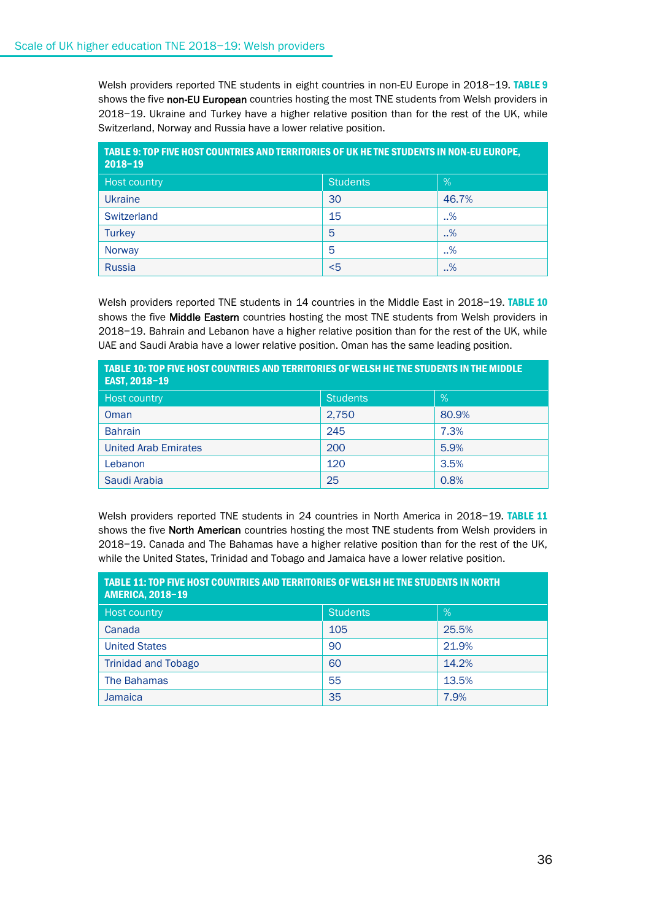Welsh providers reported TNE students in eight countries in non-EU Europe in 2018–19. **TABLE 9** shows the five **non-EU European** countries hosting the most TNE students from Welsh providers in 2018–19. Ukraine and Turkey have a higher relative position than for the rest of the UK, while Switzerland, Norway and Russia have a lower relative position.

**TABLE 9: TOP FIVE HOST COUNTRIES AND TERRITORIES OF UK HE TNE STUDENTS IN NON-EU EUROPE, 2018–19**

| Host country | Students | % |
|---|---|---|
| Ukraine | 30 | 46.7% |
| Switzerland | 15 | ..% |
| Turkey | 5 | ..% |
| Norway | 5 | ..% |
| Russia | <5 | ..% |

Welsh providers reported TNE students in 14 countries in the Middle East in 2018–19. **TABLE 10** shows the five **Middle Eastern** countries hosting the most TNE students from Welsh providers in 2018–19. Bahrain and Lebanon have a higher relative position than for the rest of the UK, while UAE and Saudi Arabia have a lower relative position. Oman has the same leading position.

**TABLE 10: TOP FIVE HOST COUNTRIES AND TERRITORIES OF WELSH HE TNE STUDENTS IN THE MIDDLE EAST, 2018–19**

| Host country | Students | % |
|---|---|---|
| Oman | 2,750 | 80.9% |
| Bahrain | 245 | 7.3% |
| United Arab Emirates | 200 | 5.9% |
| Lebanon | 120 | 3.5% |
| Saudi Arabia | 25 | 0.8% |

Welsh providers reported TNE students in 24 countries in North America in 2018–19. **TABLE 11** shows the five **North American** countries hosting the most TNE students from Welsh providers in 2018–19. Canada and The Bahamas have a higher relative position than for the rest of the UK, while the United States, Trinidad and Tobago and Jamaica have a lower relative position.

**TABLE 11: TOP FIVE HOST COUNTRIES AND TERRITORIES OF WELSH HE TNE STUDENTS IN NORTH AMERICA, 2018–19**

| Host country | Students | % |
|---|---|---|
| Canada | 105 | 25.5% |
| United States | 90 | 21.9% |
| Trinidad and Tobago | 60 | 14.2% |
| The Bahamas | 55 | 13.5% |
| Jamaica | 35 | 7.9% |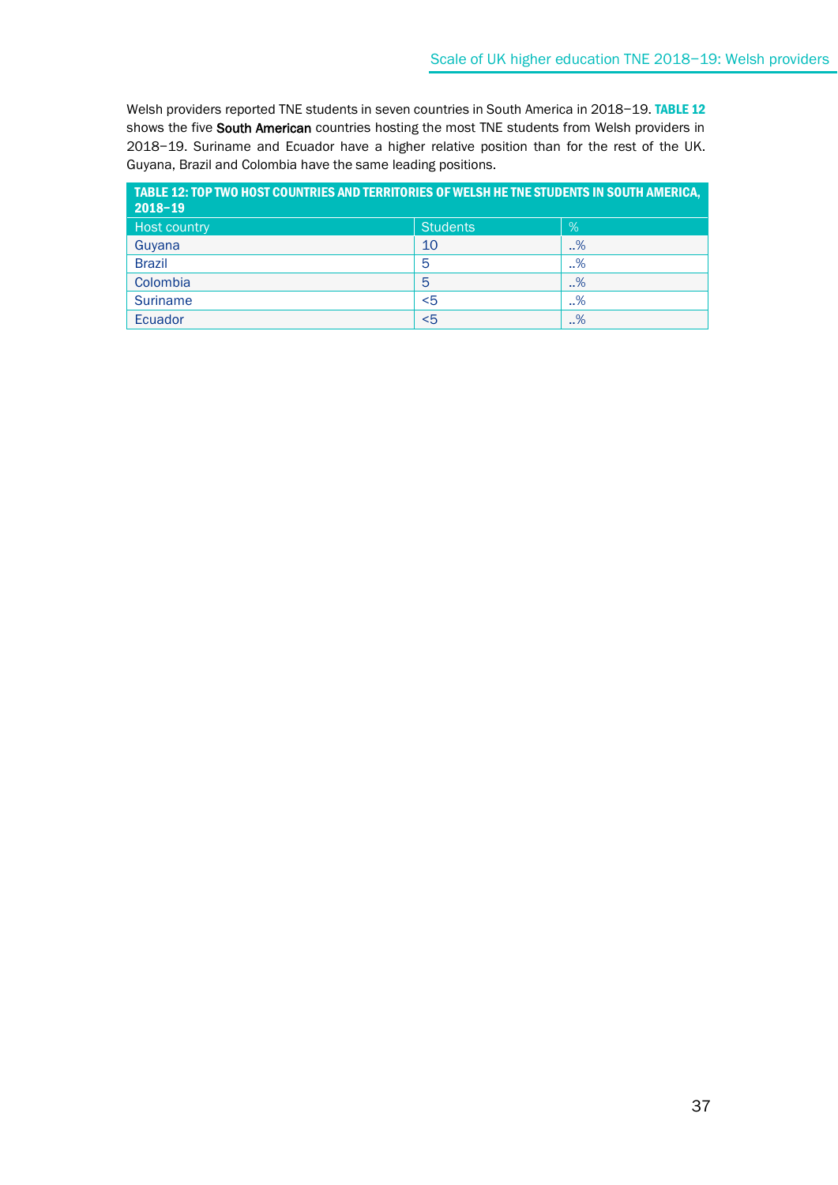Welsh providers reported TNE students in seven countries in South America in 2018–19. **TABLE 12** shows the five **South American** countries hosting the most TNE students from Welsh providers in 2018–19. Suriname and Ecuador have a higher relative position than for the rest of the UK. Guyana, Brazil and Colombia have the same leading positions.

**TABLE 12: TOP TWO HOST COUNTRIES AND TERRITORIES OF WELSH HE TNE STUDENTS IN SOUTH AMERICA, 2018–19**

| Host country | Students | % |
|---|---|---|
| Guyana | 10 | ..% |
| Brazil | 5 | ..% |
| Colombia | 5 | ..% |
| Suriname | <5 | ..% |
| Ecuador | <5 | ..% |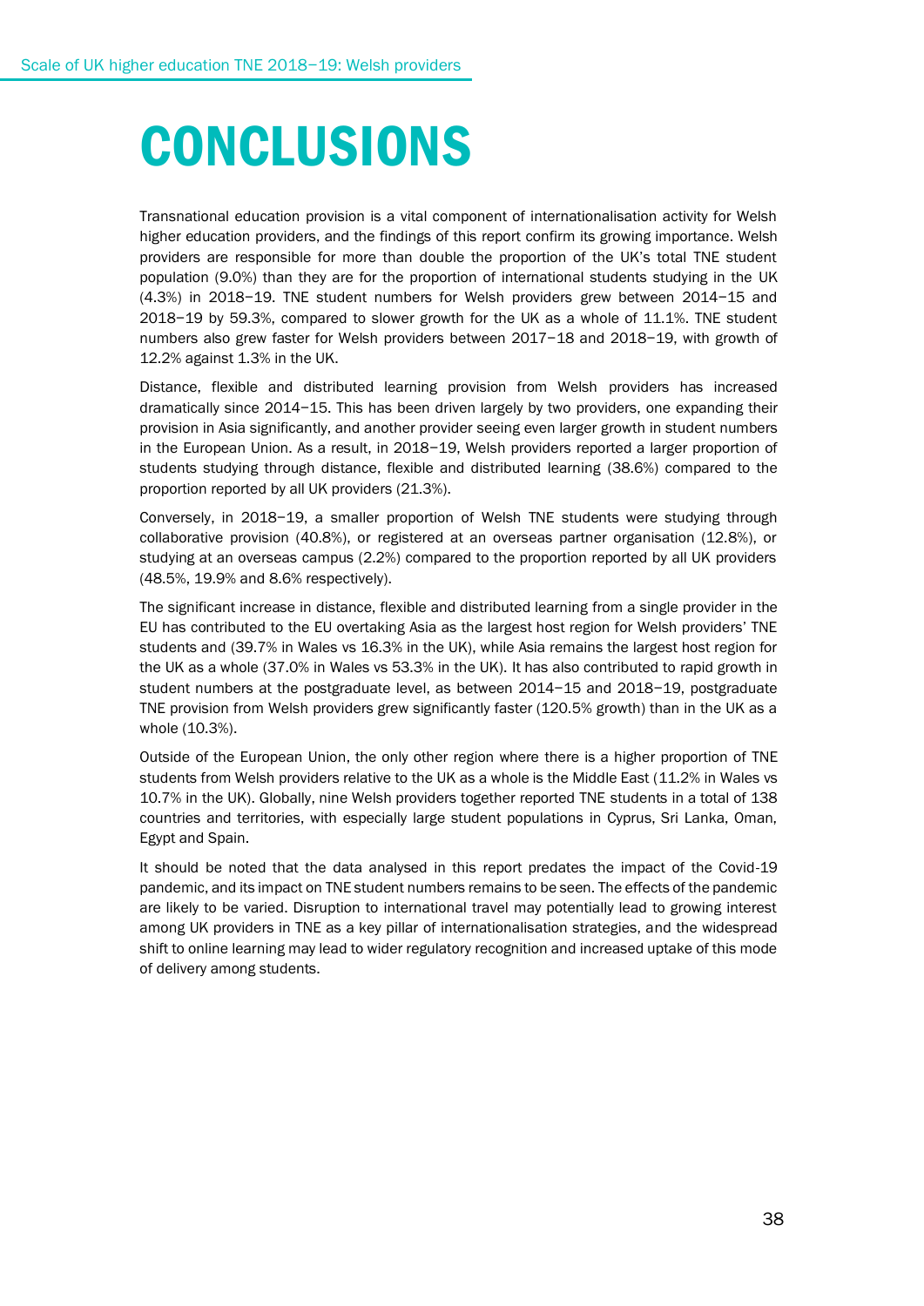# CONCLUSIONS

Transnational education provision is a vital component of internationalisation activity for Welsh higher education providers, and the findings of this report confirm its growing importance. Welsh providers are responsible for more than double the proportion of the UK's total TNE student population (9.0%) than they are for the proportion of international students studying in the UK (4.3%) in 2018−19. TNE student numbers for Welsh providers grew between 2014−15 and 2018−19 by 59.3%, compared to slower growth for the UK as a whole of 11.1%. TNE student numbers also grew faster for Welsh providers between 2017−18 and 2018−19, with growth of 12.2% against 1.3% in the UK.

Distance, flexible and distributed learning provision from Welsh providers has increased dramatically since 2014−15. This has been driven largely by two providers, one expanding their provision in Asia significantly, and another provider seeing even larger growth in student numbers in the European Union. As a result, in 2018−19, Welsh providers reported a larger proportion of students studying through distance, flexible and distributed learning (38.6%) compared to the proportion reported by all UK providers (21.3%).

Conversely, in 2018−19, a smaller proportion of Welsh TNE students were studying through collaborative provision (40.8%), or registered at an overseas partner organisation (12.8%), or studying at an overseas campus (2.2%) compared to the proportion reported by all UK providers (48.5%, 19.9% and 8.6% respectively).

The significant increase in distance, flexible and distributed learning from a single provider in the EU has contributed to the EU overtaking Asia as the largest host region for Welsh providers' TNE students and (39.7% in Wales vs 16.3% in the UK), while Asia remains the largest host region for the UK as a whole (37.0% in Wales vs 53.3% in the UK). It has also contributed to rapid growth in student numbers at the postgraduate level, as between 2014−15 and 2018−19, postgraduate TNE provision from Welsh providers grew significantly faster (120.5% growth) than in the UK as a whole (10.3%).

Outside of the European Union, the only other region where there is a higher proportion of TNE students from Welsh providers relative to the UK as a whole is the Middle East (11.2% in Wales vs 10.7% in the UK). Globally, nine Welsh providers together reported TNE students in a total of 138 countries and territories, with especially large student populations in Cyprus, Sri Lanka, Oman, Egypt and Spain.

It should be noted that the data analysed in this report predates the impact of the Covid-19 pandemic, and its impact on TNE student numbers remains to be seen. The effects of the pandemic are likely to be varied. Disruption to international travel may potentially lead to growing interest among UK providers in TNE as a key pillar of internationalisation strategies, and the widespread shift to online learning may lead to wider regulatory recognition and increased uptake of this mode of delivery among students.